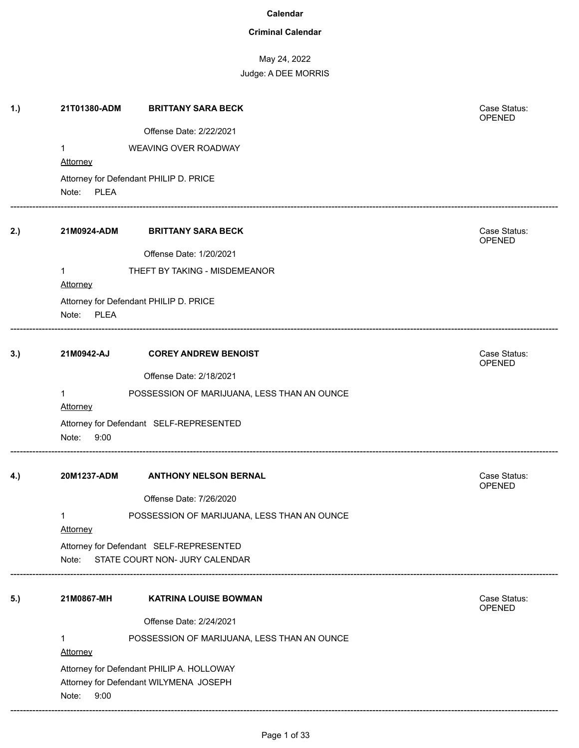**Calendar**

**Criminal Calendar**

May 24, 2022

Judge: A DEE MORRIS

---

**1.)** **21T01380-ADM** **BRITTANY SARA BECK**

Case Status: OPENED

Offense Date: 2/22/2021

1 WEAVING OVER ROADWAY

Attorney

Attorney for Defendant PHILIP D. PRICE

Note: PLEA

---

**2.)** **21M0924-ADM** **BRITTANY SARA BECK**

Case Status: OPENED

Offense Date: 1/20/2021

1 THEFT BY TAKING - MISDEMEANOR

Attorney

Attorney for Defendant PHILIP D. PRICE

Note: PLEA

---

**3.)** **21M0942-AJ** **COREY ANDREW BENOIST**

Case Status: OPENED

Offense Date: 2/18/2021

1 POSSESSION OF MARIJUANA, LESS THAN AN OUNCE

Attorney

Attorney for Defendant SELF-REPRESENTED

Note: 9:00

---

**4.)** **20M1237-ADM** **ANTHONY NELSON BERNAL**

Case Status: OPENED

Offense Date: 7/26/2020

1 POSSESSION OF MARIJUANA, LESS THAN AN OUNCE

Attorney

Attorney for Defendant SELF-REPRESENTED

Note: STATE COURT NON- JURY CALENDAR

---

**5.)** **21M0867-MH** **KATRINA LOUISE BOWMAN**

Case Status: OPENED

Offense Date: 2/24/2021

1 POSSESSION OF MARIJUANA, LESS THAN AN OUNCE

Attorney

Attorney for Defendant PHILIP A. HOLLOWAY

Attorney for Defendant WILYMENA JOSEPH

Note: 9:00

---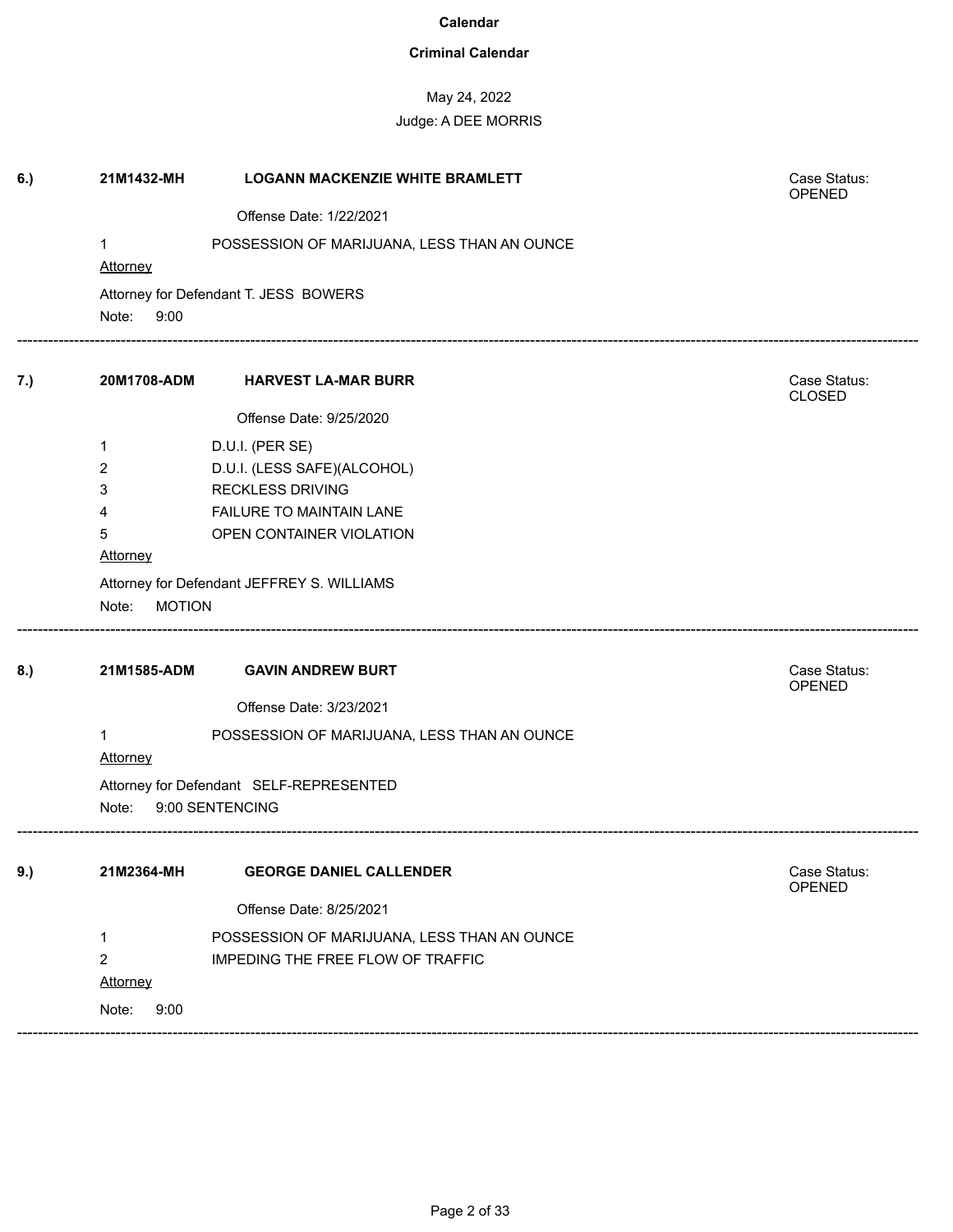# Calendar

## Criminal Calendar

May 24, 2022

Judge: A DEE MORRIS

---

**6.)** **21M1432-MH** **LOGANN MACKENZIE WHITE BRAMLETT** Case Status: OPENED

Offense Date: 1/22/2021

1 POSSESSION OF MARIJUANA, LESS THAN AN OUNCE

Attorney

Attorney for Defendant T. JESS BOWERS

Note: 9:00

---

**7.)** **20M1708-ADM** **HARVEST LA-MAR BURR** Case Status: CLOSED

Offense Date: 9/25/2020

1 D.U.I. (PER SE)

2 D.U.I. (LESS SAFE)(ALCOHOL)

3 RECKLESS DRIVING

4 FAILURE TO MAINTAIN LANE

5 OPEN CONTAINER VIOLATION

Attorney

Attorney for Defendant JEFFREY S. WILLIAMS

Note: MOTION

---

**8.)** **21M1585-ADM** **GAVIN ANDREW BURT** Case Status: OPENED

Offense Date: 3/23/2021

1 POSSESSION OF MARIJUANA, LESS THAN AN OUNCE

Attorney

Attorney for Defendant SELF-REPRESENTED

Note: 9:00 SENTENCING

---

**9.)** **21M2364-MH** **GEORGE DANIEL CALLENDER** Case Status: OPENED

Offense Date: 8/25/2021

1 POSSESSION OF MARIJUANA, LESS THAN AN OUNCE

2 IMPEDING THE FREE FLOW OF TRAFFIC

Attorney

Note: 9:00

---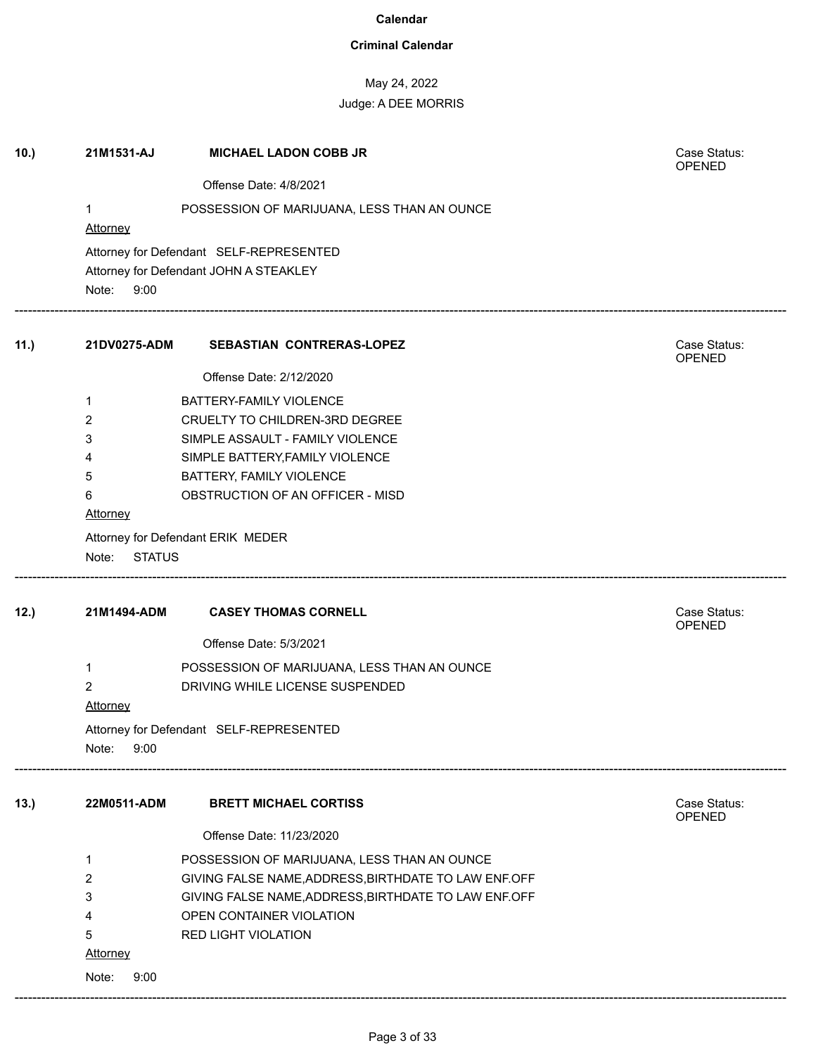**Calendar**

**Criminal Calendar**

May 24, 2022

Judge: A DEE MORRIS

---

**10.)** **21M1531-AJ** **MICHAEL LADON COBB JR** Case Status: OPENED

Offense Date: 4/8/2021

1 POSSESSION OF MARIJUANA, LESS THAN AN OUNCE

Attorney

Attorney for Defendant SELF-REPRESENTED

Attorney for Defendant JOHN A STEAKLEY

Note: 9:00

---

**11.)** **21DV0275-ADM** **SEBASTIAN CONTRERAS-LOPEZ** Case Status: OPENED

Offense Date: 2/12/2020

1 BATTERY-FAMILY VIOLENCE

2 CRUELTY TO CHILDREN-3RD DEGREE

3 SIMPLE ASSAULT - FAMILY VIOLENCE

4 SIMPLE BATTERY,FAMILY VIOLENCE

5 BATTERY, FAMILY VIOLENCE

6 OBSTRUCTION OF AN OFFICER - MISD

Attorney

Attorney for Defendant ERIK MEDER

Note: STATUS

---

**12.)** **21M1494-ADM** **CASEY THOMAS CORNELL** Case Status: OPENED

Offense Date: 5/3/2021

1 POSSESSION OF MARIJUANA, LESS THAN AN OUNCE

2 DRIVING WHILE LICENSE SUSPENDED

Attorney

Attorney for Defendant SELF-REPRESENTED

Note: 9:00

---

**13.)** **22M0511-ADM** **BRETT MICHAEL CORTISS** Case Status: OPENED

Offense Date: 11/23/2020

1 POSSESSION OF MARIJUANA, LESS THAN AN OUNCE

2 GIVING FALSE NAME,ADDRESS,BIRTHDATE TO LAW ENF.OFF

3 GIVING FALSE NAME,ADDRESS,BIRTHDATE TO LAW ENF.OFF

4 OPEN CONTAINER VIOLATION

5 RED LIGHT VIOLATION

Attorney

Note: 9:00

---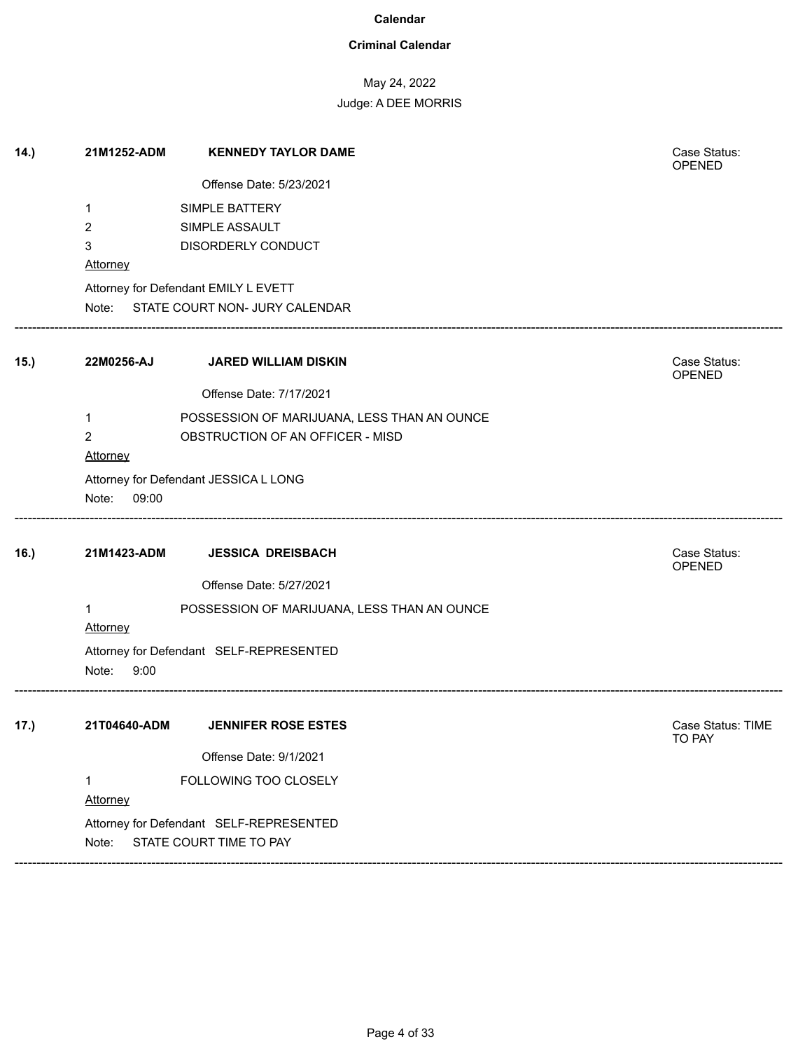# Calendar

## Criminal Calendar

May 24, 2022

Judge: A DEE MORRIS

**14.)** **21M1252-ADM** **KENNEDY TAYLOR DAME** Case Status: OPENED

Offense Date: 5/23/2021

1 SIMPLE BATTERY
2 SIMPLE ASSAULT
3 DISORDERLY CONDUCT

Attorney

Attorney for Defendant EMILY L EVETT

Note: STATE COURT NON- JURY CALENDAR

---

**15.)** **22M0256-AJ** **JARED WILLIAM DISKIN** Case Status: OPENED

Offense Date: 7/17/2021

1 POSSESSION OF MARIJUANA, LESS THAN AN OUNCE
2 OBSTRUCTION OF AN OFFICER - MISD

Attorney

Attorney for Defendant JESSICA L LONG

Note: 09:00

---

**16.)** **21M1423-ADM** **JESSICA DREISBACH** Case Status: OPENED

Offense Date: 5/27/2021

1 POSSESSION OF MARIJUANA, LESS THAN AN OUNCE

Attorney

Attorney for Defendant SELF-REPRESENTED

Note: 9:00

---

**17.)** **21T04640-ADM** **JENNIFER ROSE ESTES** Case Status: TIME TO PAY

Offense Date: 9/1/2021

1 FOLLOWING TOO CLOSELY

Attorney

Attorney for Defendant SELF-REPRESENTED

Note: STATE COURT TIME TO PAY

---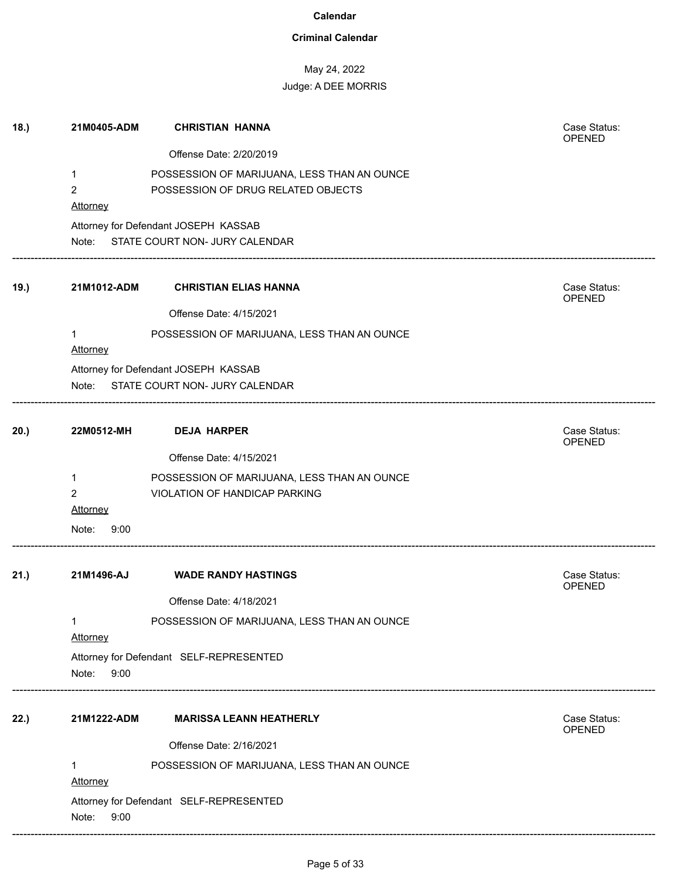**Calendar**

**Criminal Calendar**

May 24, 2022

Judge: A DEE MORRIS

**18.)** **21M0405-ADM** **CHRISTIAN HANNA** Case Status: OPENED

Offense Date: 2/20/2019

1 POSSESSION OF MARIJUANA, LESS THAN AN OUNCE

2 POSSESSION OF DRUG RELATED OBJECTS

Attorney

Attorney for Defendant JOSEPH KASSAB

Note: STATE COURT NON- JURY CALENDAR

---

**19.)** **21M1012-ADM** **CHRISTIAN ELIAS HANNA** Case Status: OPENED

Offense Date: 4/15/2021

1 POSSESSION OF MARIJUANA, LESS THAN AN OUNCE

Attorney

Attorney for Defendant JOSEPH KASSAB

Note: STATE COURT NON- JURY CALENDAR

---

**20.)** **22M0512-MH** **DEJA HARPER** Case Status: OPENED

Offense Date: 4/15/2021

1 POSSESSION OF MARIJUANA, LESS THAN AN OUNCE

2 VIOLATION OF HANDICAP PARKING

Attorney

Note: 9:00

---

**21.)** **21M1496-AJ** **WADE RANDY HASTINGS** Case Status: OPENED

Offense Date: 4/18/2021

1 POSSESSION OF MARIJUANA, LESS THAN AN OUNCE

Attorney

Attorney for Defendant SELF-REPRESENTED

Note: 9:00

---

**22.)** **21M1222-ADM** **MARISSA LEANN HEATHERLY** Case Status: OPENED

Offense Date: 2/16/2021

1 POSSESSION OF MARIJUANA, LESS THAN AN OUNCE

Attorney

Attorney for Defendant SELF-REPRESENTED

Note: 9:00

---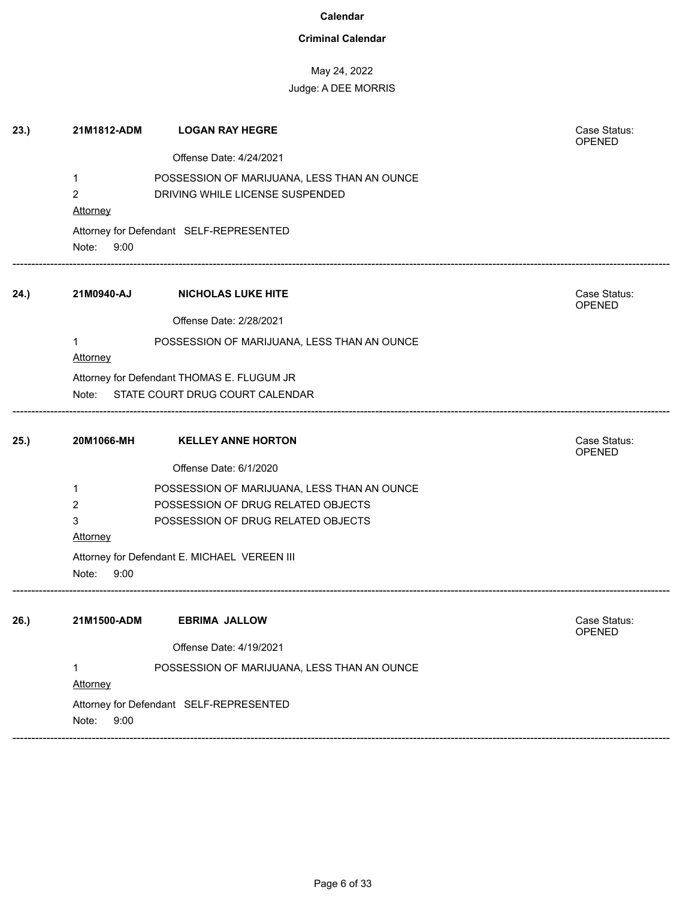**Calendar**

**Criminal Calendar**

May 24, 2022

Judge: A DEE MORRIS

**23.)** **21M1812-ADM** **LOGAN RAY HEGRE** Case Status: OPENED

Offense Date: 4/24/2021

1 POSSESSION OF MARIJUANA, LESS THAN AN OUNCE
2 DRIVING WHILE LICENSE SUSPENDED

Attorney

Attorney for Defendant SELF-REPRESENTED

Note: 9:00

---

**24.)** **21M0940-AJ** **NICHOLAS LUKE HITE** Case Status: OPENED

Offense Date: 2/28/2021

1 POSSESSION OF MARIJUANA, LESS THAN AN OUNCE

Attorney

Attorney for Defendant THOMAS E. FLUGUM JR

Note: STATE COURT DRUG COURT CALENDAR

---

**25.)** **20M1066-MH** **KELLEY ANNE HORTON** Case Status: OPENED

Offense Date: 6/1/2020

1 POSSESSION OF MARIJUANA, LESS THAN AN OUNCE
2 POSSESSION OF DRUG RELATED OBJECTS
3 POSSESSION OF DRUG RELATED OBJECTS

Attorney

Attorney for Defendant E. MICHAEL VEREEN III

Note: 9:00

---

**26.)** **21M1500-ADM** **EBRIMA JALLOW** Case Status: OPENED

Offense Date: 4/19/2021

1 POSSESSION OF MARIJUANA, LESS THAN AN OUNCE

Attorney

Attorney for Defendant SELF-REPRESENTED

Note: 9:00

---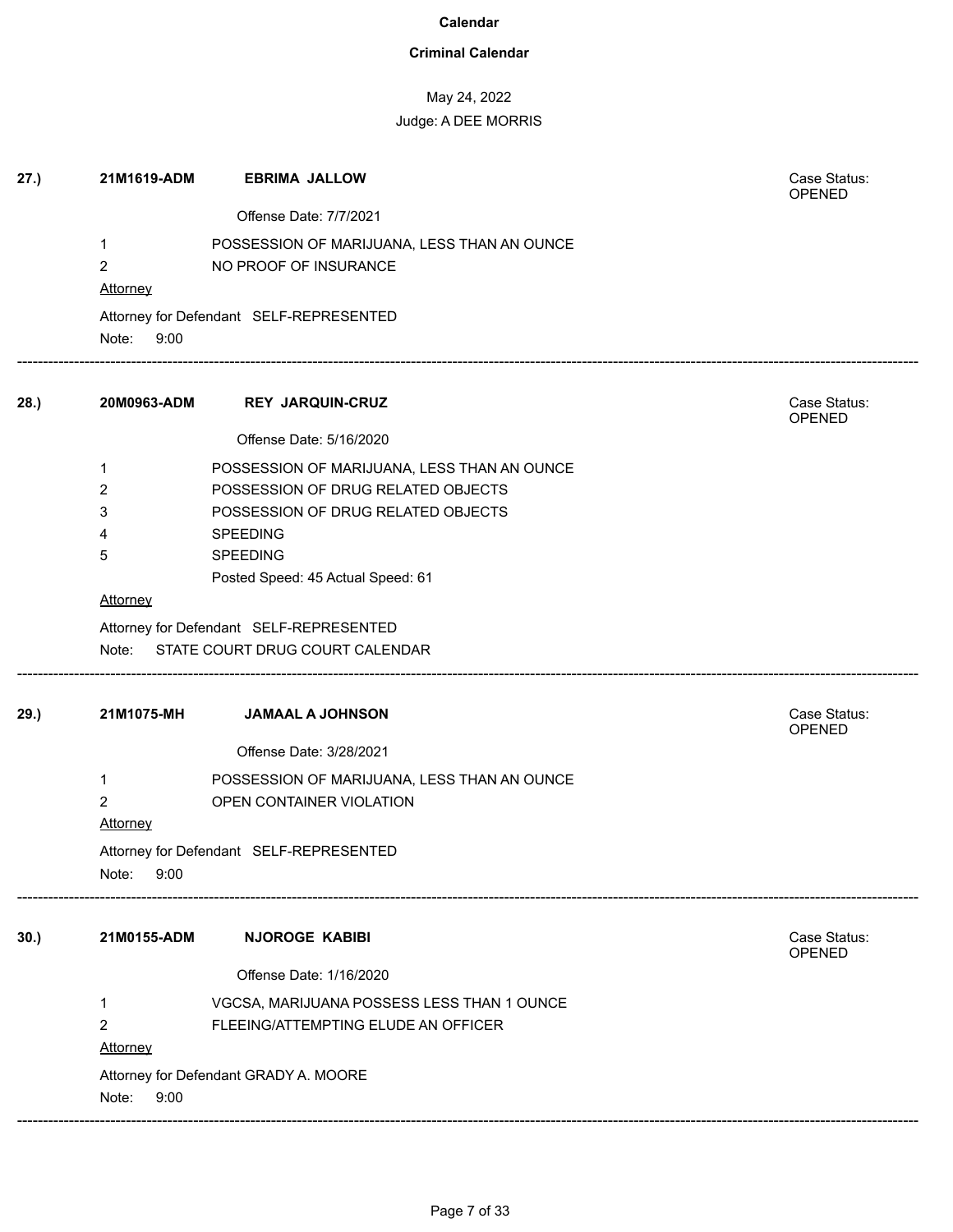**Calendar**

**Criminal Calendar**

May 24, 2022

Judge: A DEE MORRIS

**27.)** **21M1619-ADM** **EBRIMA JALLOW** Case Status: OPENED

Offense Date: 7/7/2021

1 POSSESSION OF MARIJUANA, LESS THAN AN OUNCE
2 NO PROOF OF INSURANCE

Attorney

Attorney for Defendant SELF-REPRESENTED

Note: 9:00

---

**28.)** **20M0963-ADM** **REY JARQUIN-CRUZ** Case Status: OPENED

Offense Date: 5/16/2020

1 POSSESSION OF MARIJUANA, LESS THAN AN OUNCE
2 POSSESSION OF DRUG RELATED OBJECTS
3 POSSESSION OF DRUG RELATED OBJECTS
4 SPEEDING
5 SPEEDING
Posted Speed: 45 Actual Speed: 61

Attorney

Attorney for Defendant SELF-REPRESENTED

Note: STATE COURT DRUG COURT CALENDAR

---

**29.)** **21M1075-MH** **JAMAAL A JOHNSON** Case Status: OPENED

Offense Date: 3/28/2021

1 POSSESSION OF MARIJUANA, LESS THAN AN OUNCE
2 OPEN CONTAINER VIOLATION

Attorney

Attorney for Defendant SELF-REPRESENTED

Note: 9:00

---

**30.)** **21M0155-ADM** **NJOROGE KABIBI** Case Status: OPENED

Offense Date: 1/16/2020

1 VGCSA, MARIJUANA POSSESS LESS THAN 1 OUNCE
2 FLEEING/ATTEMPTING ELUDE AN OFFICER

Attorney

Attorney for Defendant GRADY A. MOORE

Note: 9:00

---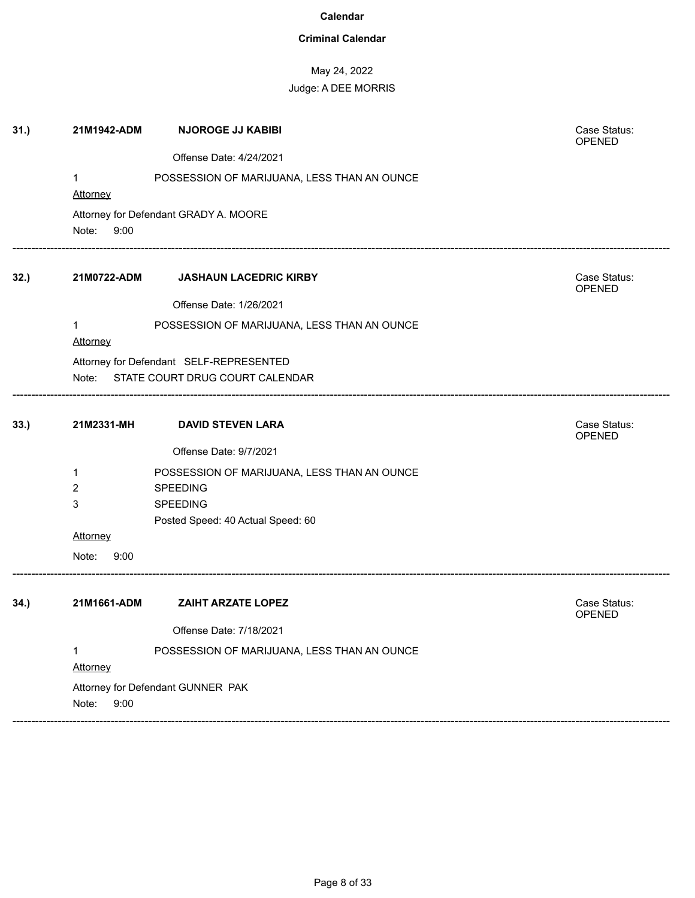# Calendar

## Criminal Calendar

May 24, 2022

Judge: A DEE MORRIS

---

**31.)** **21M1942-ADM** **NJOROGE JJ KABIBI** — Case Status: OPENED

Offense Date: 4/24/2021

1 POSSESSION OF MARIJUANA, LESS THAN AN OUNCE

Attorney

Attorney for Defendant GRADY A. MOORE

Note: 9:00

---

**32.)** **21M0722-ADM** **JASHAUN LACEDRIC KIRBY** — Case Status: OPENED

Offense Date: 1/26/2021

1 POSSESSION OF MARIJUANA, LESS THAN AN OUNCE

Attorney

Attorney for Defendant SELF-REPRESENTED

Note: STATE COURT DRUG COURT CALENDAR

---

**33.)** **21M2331-MH** **DAVID STEVEN LARA** — Case Status: OPENED

Offense Date: 9/7/2021

1 POSSESSION OF MARIJUANA, LESS THAN AN OUNCE

2 SPEEDING

3 SPEEDING

Posted Speed: 40 Actual Speed: 60

Attorney

Note: 9:00

---

**34.)** **21M1661-ADM** **ZAIHT ARZATE LOPEZ** — Case Status: OPENED

Offense Date: 7/18/2021

1 POSSESSION OF MARIJUANA, LESS THAN AN OUNCE

Attorney

Attorney for Defendant GUNNER PAK

Note: 9:00

---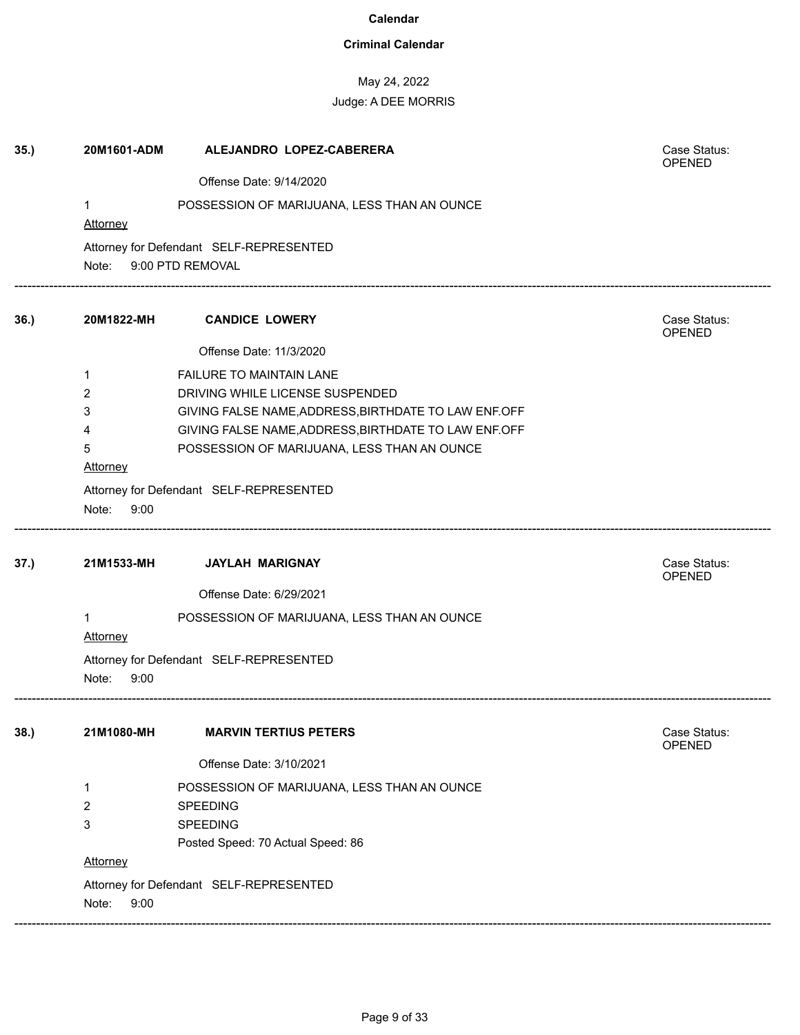**Calendar**

**Criminal Calendar**

May 24, 2022

Judge: A DEE MORRIS

---

**35.)** **20M1601-ADM** **ALEJANDRO LOPEZ-CABERERA** Case Status: OPENED

Offense Date: 9/14/2020

1 POSSESSION OF MARIJUANA, LESS THAN AN OUNCE

Attorney

Attorney for Defendant SELF-REPRESENTED

Note: 9:00 PTD REMOVAL

---

**36.)** **20M1822-MH** **CANDICE LOWERY** Case Status: OPENED

Offense Date: 11/3/2020

1 FAILURE TO MAINTAIN LANE
2 DRIVING WHILE LICENSE SUSPENDED
3 GIVING FALSE NAME,ADDRESS,BIRTHDATE TO LAW ENF.OFF
4 GIVING FALSE NAME,ADDRESS,BIRTHDATE TO LAW ENF.OFF
5 POSSESSION OF MARIJUANA, LESS THAN AN OUNCE

Attorney

Attorney for Defendant SELF-REPRESENTED

Note: 9:00

---

**37.)** **21M1533-MH** **JAYLAH MARIGNAY** Case Status: OPENED

Offense Date: 6/29/2021

1 POSSESSION OF MARIJUANA, LESS THAN AN OUNCE

Attorney

Attorney for Defendant SELF-REPRESENTED

Note: 9:00

---

**38.)** **21M1080-MH** **MARVIN TERTIUS PETERS** Case Status: OPENED

Offense Date: 3/10/2021

1 POSSESSION OF MARIJUANA, LESS THAN AN OUNCE
2 SPEEDING
3 SPEEDING
Posted Speed: 70 Actual Speed: 86

Attorney

Attorney for Defendant SELF-REPRESENTED

Note: 9:00

---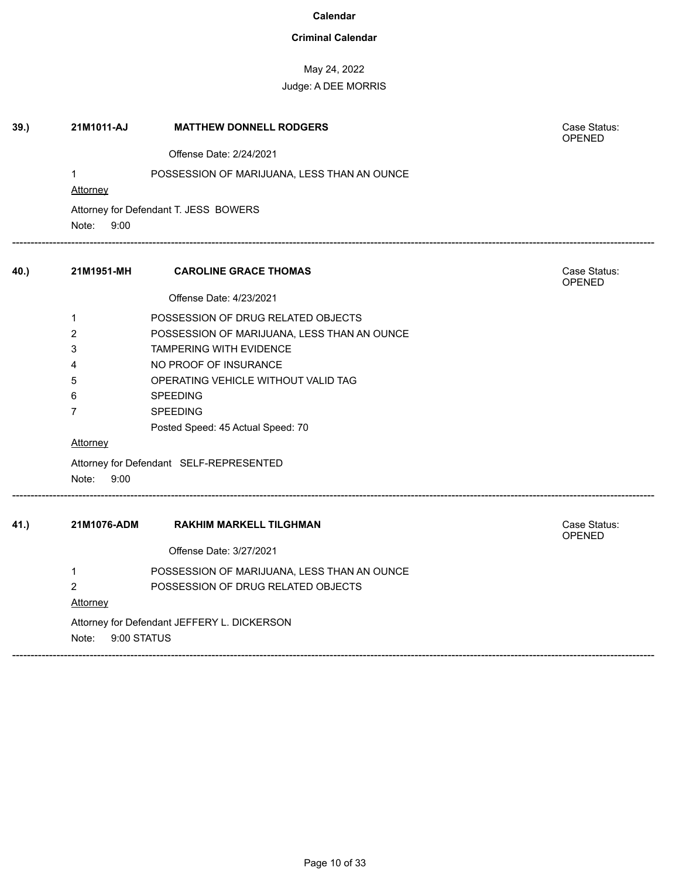**Calendar**

**Criminal Calendar**

May 24, 2022

Judge: A DEE MORRIS

**39.)** **21M1011-AJ** **MATTHEW DONNELL RODGERS** Case Status: OPENED

Offense Date: 2/24/2021

1 POSSESSION OF MARIJUANA, LESS THAN AN OUNCE

Attorney

Attorney for Defendant T. JESS BOWERS

Note: 9:00

---

**40.)** **21M1951-MH** **CAROLINE GRACE THOMAS** Case Status: OPENED

Offense Date: 4/23/2021

1 POSSESSION OF DRUG RELATED OBJECTS
2 POSSESSION OF MARIJUANA, LESS THAN AN OUNCE
3 TAMPERING WITH EVIDENCE
4 NO PROOF OF INSURANCE
5 OPERATING VEHICLE WITHOUT VALID TAG
6 SPEEDING
7 SPEEDING
Posted Speed: 45 Actual Speed: 70

Attorney

Attorney for Defendant SELF-REPRESENTED

Note: 9:00

---

**41.)** **21M1076-ADM** **RAKHIM MARKELL TILGHMAN** Case Status: OPENED

Offense Date: 3/27/2021

1 POSSESSION OF MARIJUANA, LESS THAN AN OUNCE
2 POSSESSION OF DRUG RELATED OBJECTS

Attorney

Attorney for Defendant JEFFERY L. DICKERSON

Note: 9:00 STATUS

---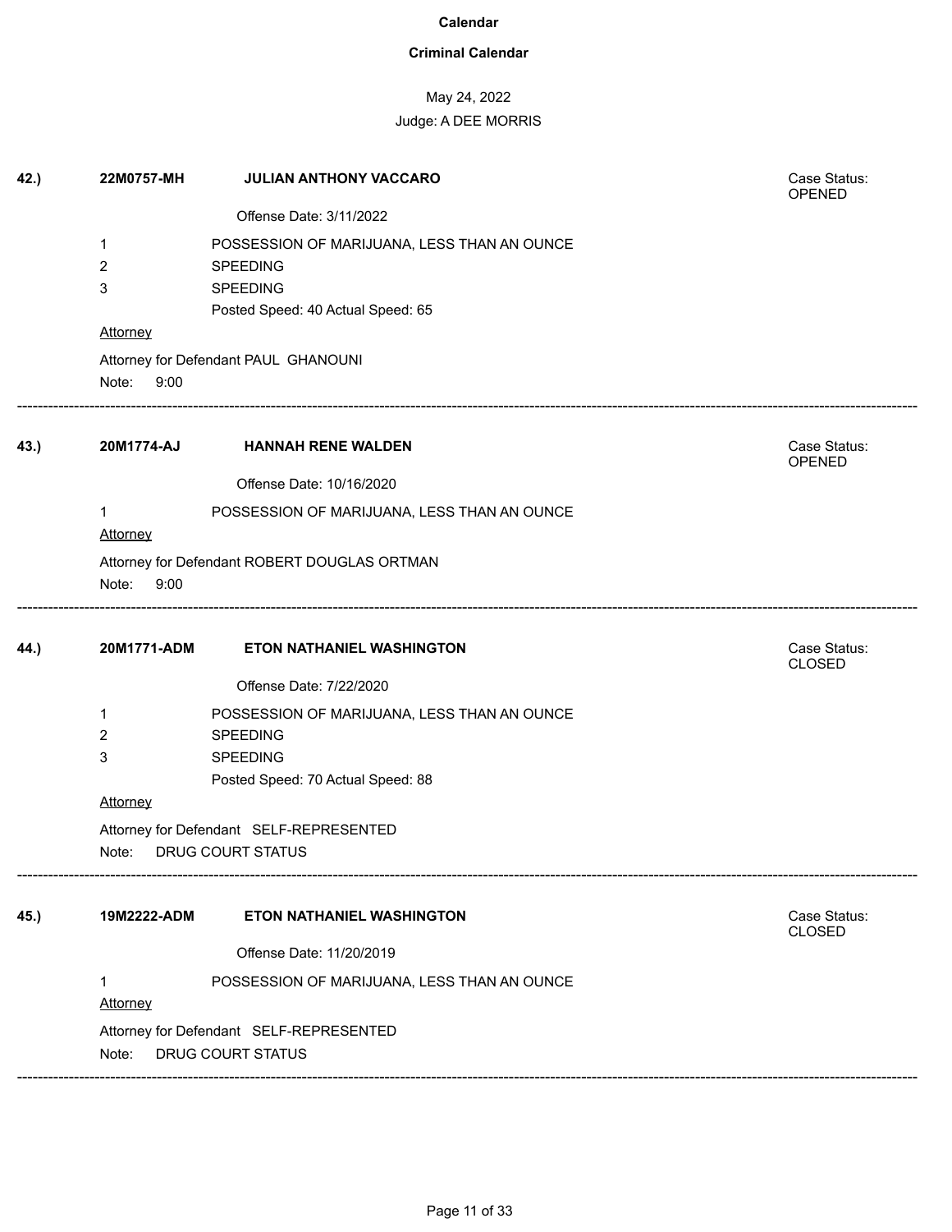# Calendar

## Criminal Calendar

May 24, 2022

Judge: A DEE MORRIS

**42.)** **22M0757-MH** **JULIAN ANTHONY VACCARO** Case Status: OPENED

Offense Date: 3/11/2022

1 POSSESSION OF MARIJUANA, LESS THAN AN OUNCE
2 SPEEDING
3 SPEEDING
Posted Speed: 40 Actual Speed: 65

Attorney

Attorney for Defendant PAUL GHANOUNI

Note: 9:00

---

**43.)** **20M1774-AJ** **HANNAH RENE WALDEN** Case Status: OPENED

Offense Date: 10/16/2020

1 POSSESSION OF MARIJUANA, LESS THAN AN OUNCE

Attorney

Attorney for Defendant ROBERT DOUGLAS ORTMAN

Note: 9:00

---

**44.)** **20M1771-ADM** **ETON NATHANIEL WASHINGTON** Case Status: CLOSED

Offense Date: 7/22/2020

1 POSSESSION OF MARIJUANA, LESS THAN AN OUNCE
2 SPEEDING
3 SPEEDING
Posted Speed: 70 Actual Speed: 88

Attorney

Attorney for Defendant SELF-REPRESENTED

Note: DRUG COURT STATUS

---

**45.)** **19M2222-ADM** **ETON NATHANIEL WASHINGTON** Case Status: CLOSED

Offense Date: 11/20/2019

1 POSSESSION OF MARIJUANA, LESS THAN AN OUNCE

Attorney

Attorney for Defendant SELF-REPRESENTED

Note: DRUG COURT STATUS

---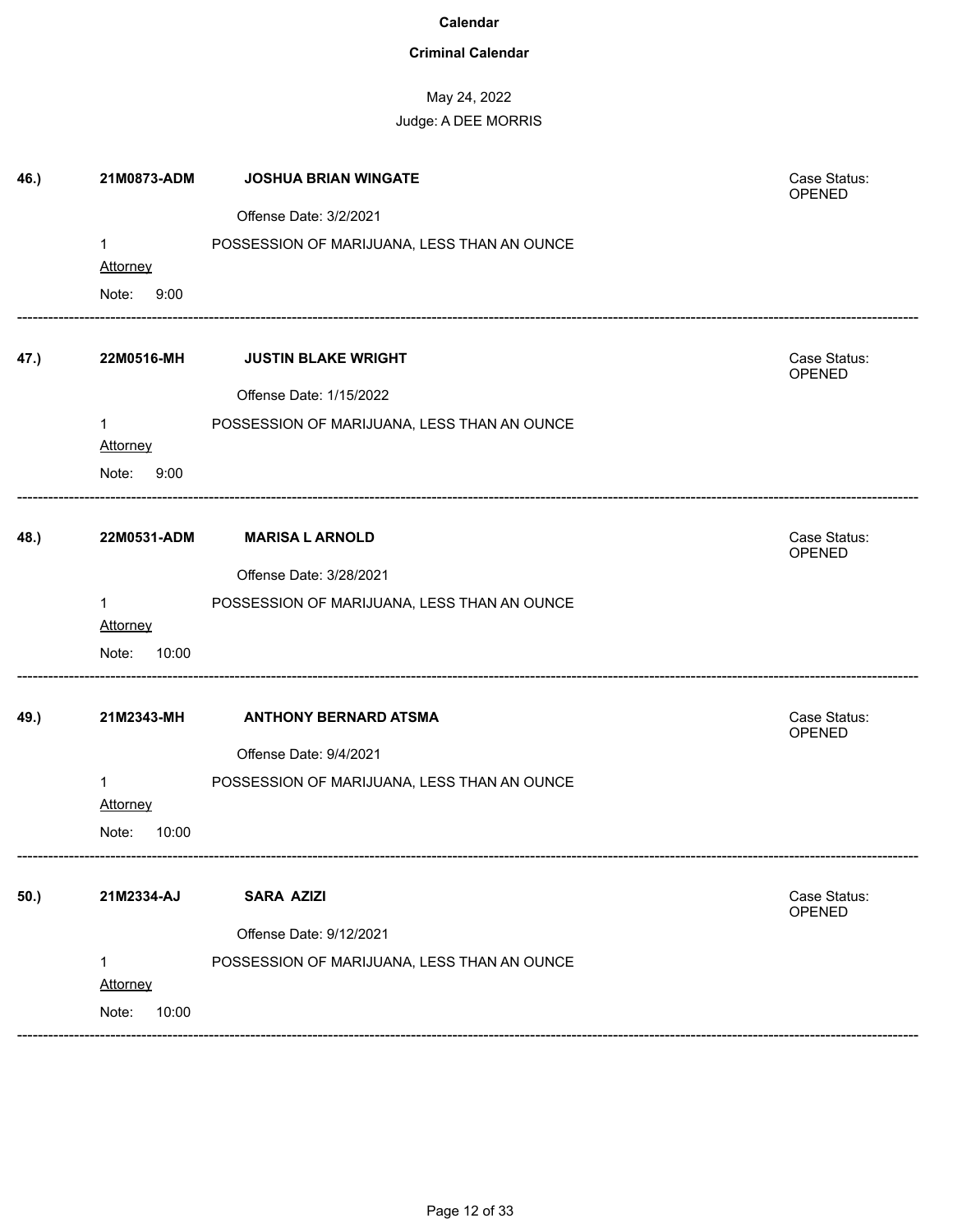**Calendar**

**Criminal Calendar**

May 24, 2022

Judge: A DEE MORRIS

**46.)** **21M0873-ADM** **JOSHUA BRIAN WINGATE** Case Status: OPENED

Offense Date: 3/2/2021

1 POSSESSION OF MARIJUANA, LESS THAN AN OUNCE

Attorney

Note: 9:00

---

**47.)** **22M0516-MH** **JUSTIN BLAKE WRIGHT** Case Status: OPENED

Offense Date: 1/15/2022

1 POSSESSION OF MARIJUANA, LESS THAN AN OUNCE

Attorney

Note: 9:00

---

**48.)** **22M0531-ADM** **MARISA L ARNOLD** Case Status: OPENED

Offense Date: 3/28/2021

1 POSSESSION OF MARIJUANA, LESS THAN AN OUNCE

Attorney

Note: 10:00

---

**49.)** **21M2343-MH** **ANTHONY BERNARD ATSMA** Case Status: OPENED

Offense Date: 9/4/2021

1 POSSESSION OF MARIJUANA, LESS THAN AN OUNCE

Attorney

Note: 10:00

---

**50.)** **21M2334-AJ** **SARA AZIZI** Case Status: OPENED

Offense Date: 9/12/2021

1 POSSESSION OF MARIJUANA, LESS THAN AN OUNCE

Attorney

Note: 10:00

---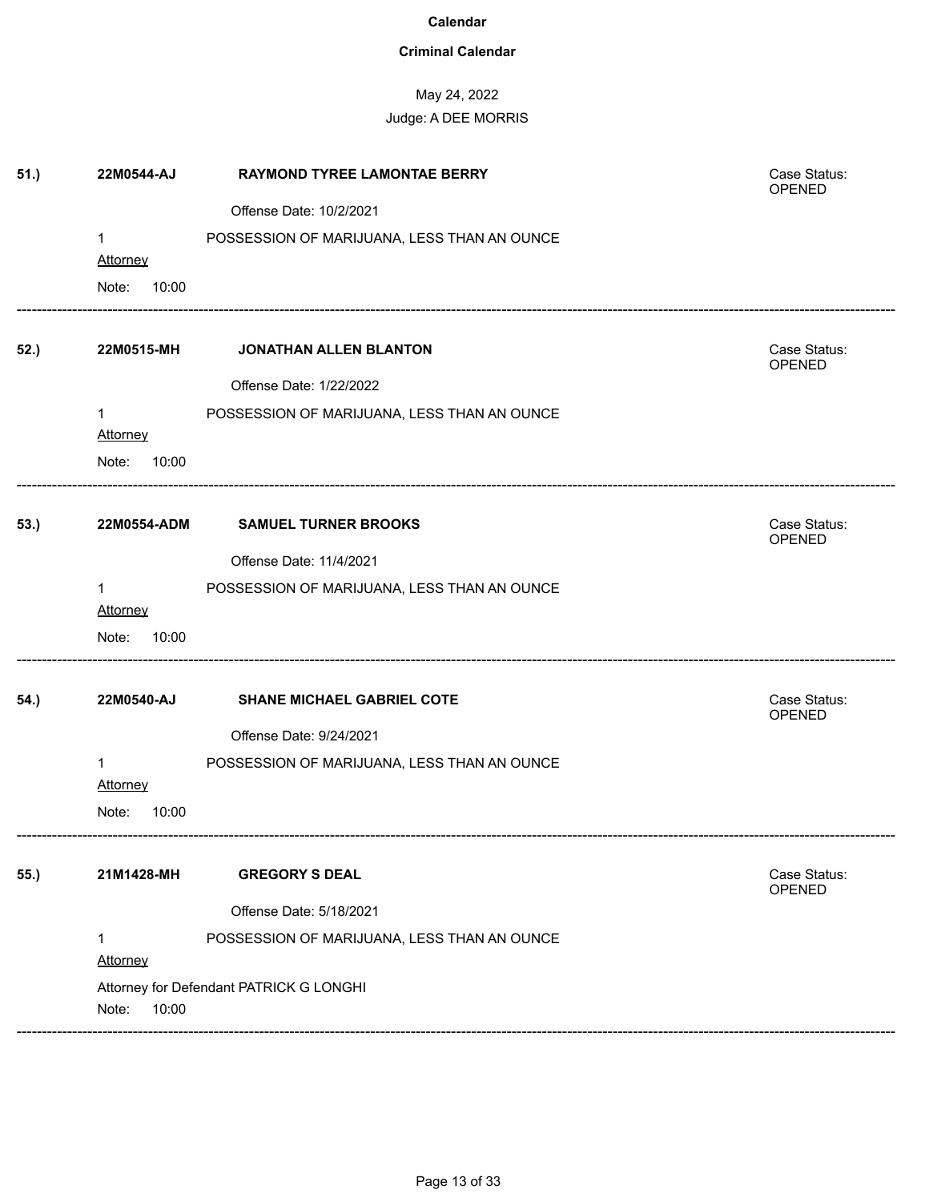# Calendar

## Criminal Calendar

May 24, 2022

Judge: A DEE MORRIS

**51.)** **22M0544-AJ** **RAYMOND TYREE LAMONTAE BERRY** Case Status: OPENED

Offense Date: 10/2/2021

1 POSSESSION OF MARIJUANA, LESS THAN AN OUNCE

Attorney

Note: 10:00

---

**52.)** **22M0515-MH** **JONATHAN ALLEN BLANTON** Case Status: OPENED

Offense Date: 1/22/2022

1 POSSESSION OF MARIJUANA, LESS THAN AN OUNCE

Attorney

Note: 10:00

---

**53.)** **22M0554-ADM** **SAMUEL TURNER BROOKS** Case Status: OPENED

Offense Date: 11/4/2021

1 POSSESSION OF MARIJUANA, LESS THAN AN OUNCE

Attorney

Note: 10:00

---

**54.)** **22M0540-AJ** **SHANE MICHAEL GABRIEL COTE** Case Status: OPENED

Offense Date: 9/24/2021

1 POSSESSION OF MARIJUANA, LESS THAN AN OUNCE

Attorney

Note: 10:00

---

**55.)** **21M1428-MH** **GREGORY S DEAL** Case Status: OPENED

Offense Date: 5/18/2021

1 POSSESSION OF MARIJUANA, LESS THAN AN OUNCE

Attorney

Attorney for Defendant PATRICK G LONGHI

Note: 10:00

---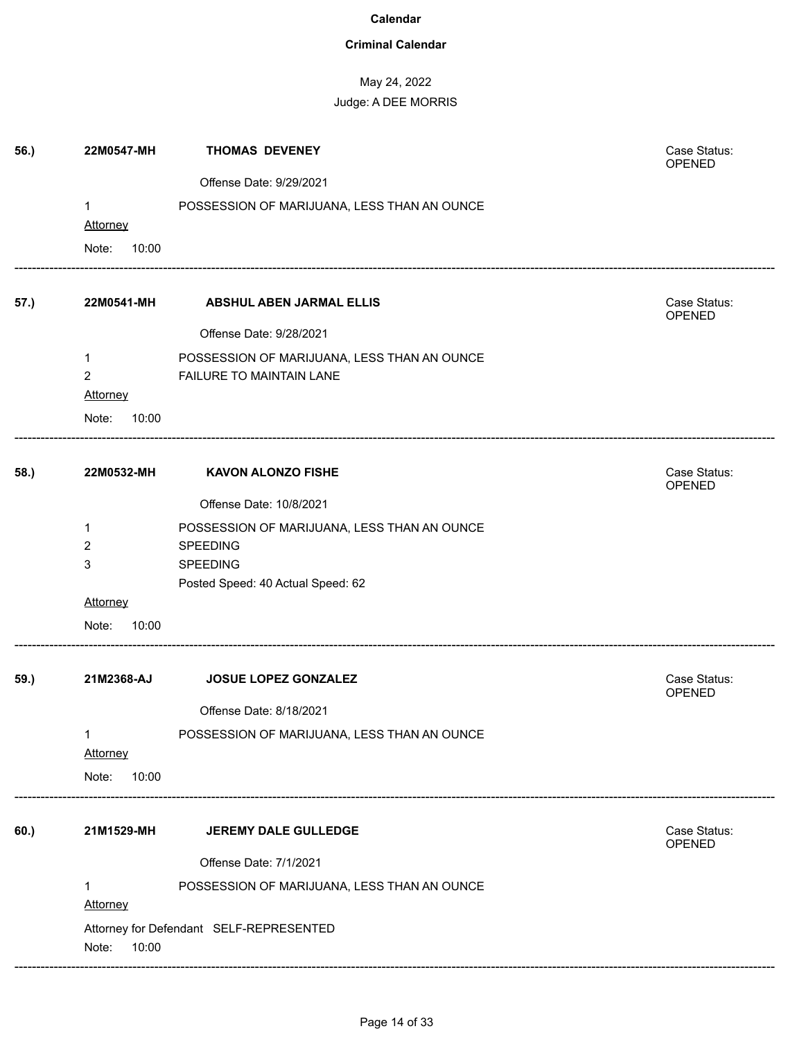**Calendar**

**Criminal Calendar**

May 24, 2022

Judge: A DEE MORRIS

**56.)** **22M0547-MH** **THOMAS DEVENEY** Case Status: OPENED

Offense Date: 9/29/2021

1 POSSESSION OF MARIJUANA, LESS THAN AN OUNCE

Attorney

Note: 10:00

---

**57.)** **22M0541-MH** **ABSHUL ABEN JARMAL ELLIS** Case Status: OPENED

Offense Date: 9/28/2021

1 POSSESSION OF MARIJUANA, LESS THAN AN OUNCE

2 FAILURE TO MAINTAIN LANE

Attorney

Note: 10:00

---

**58.)** **22M0532-MH** **KAVON ALONZO FISHE** Case Status: OPENED

Offense Date: 10/8/2021

1 POSSESSION OF MARIJUANA, LESS THAN AN OUNCE

2 SPEEDING

3 SPEEDING

Posted Speed: 40 Actual Speed: 62

Attorney

Note: 10:00

---

**59.)** **21M2368-AJ** **JOSUE LOPEZ GONZALEZ** Case Status: OPENED

Offense Date: 8/18/2021

1 POSSESSION OF MARIJUANA, LESS THAN AN OUNCE

Attorney

Note: 10:00

---

**60.)** **21M1529-MH** **JEREMY DALE GULLEDGE** Case Status: OPENED

Offense Date: 7/1/2021

1 POSSESSION OF MARIJUANA, LESS THAN AN OUNCE

Attorney

Attorney for Defendant SELF-REPRESENTED

Note: 10:00

---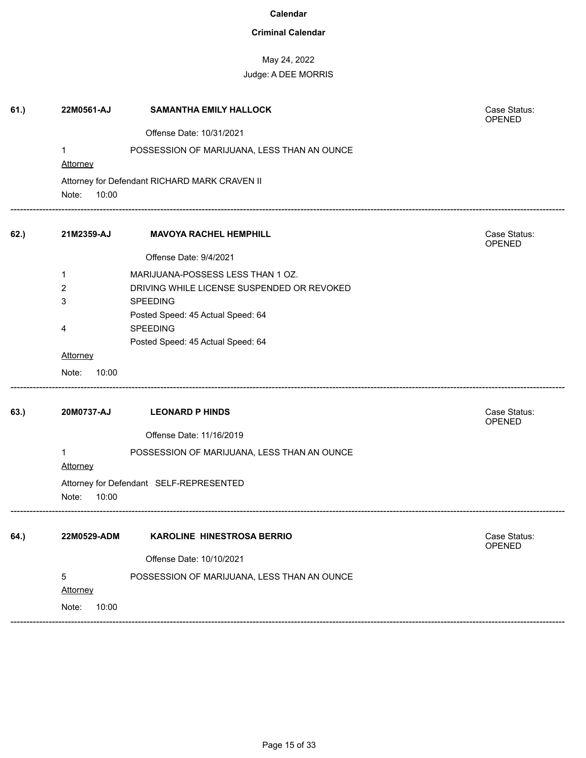**Calendar**

**Criminal Calendar**

May 24, 2022

Judge: A DEE MORRIS

**61.)** **22M0561-AJ** **SAMANTHA EMILY HALLOCK**

Case Status: OPENED

Offense Date: 10/31/2021

1 POSSESSION OF MARIJUANA, LESS THAN AN OUNCE

Attorney

Attorney for Defendant RICHARD MARK CRAVEN II

Note: 10:00

---

**62.)** **21M2359-AJ** **MAVOYA RACHEL HEMPHILL**

Case Status: OPENED

Offense Date: 9/4/2021

1 MARIJUANA-POSSESS LESS THAN 1 OZ.

2 DRIVING WHILE LICENSE SUSPENDED OR REVOKED

3 SPEEDING

Posted Speed: 45 Actual Speed: 64

4 SPEEDING

Posted Speed: 45 Actual Speed: 64

Attorney

Note: 10:00

---

**63.)** **20M0737-AJ** **LEONARD P HINDS**

Case Status: OPENED

Offense Date: 11/16/2019

1 POSSESSION OF MARIJUANA, LESS THAN AN OUNCE

Attorney

Attorney for Defendant SELF-REPRESENTED

Note: 10:00

---

**64.)** **22M0529-ADM** **KAROLINE HINESTROSA BERRIO**

Case Status: OPENED

Offense Date: 10/10/2021

5 POSSESSION OF MARIJUANA, LESS THAN AN OUNCE

Attorney

Note: 10:00

---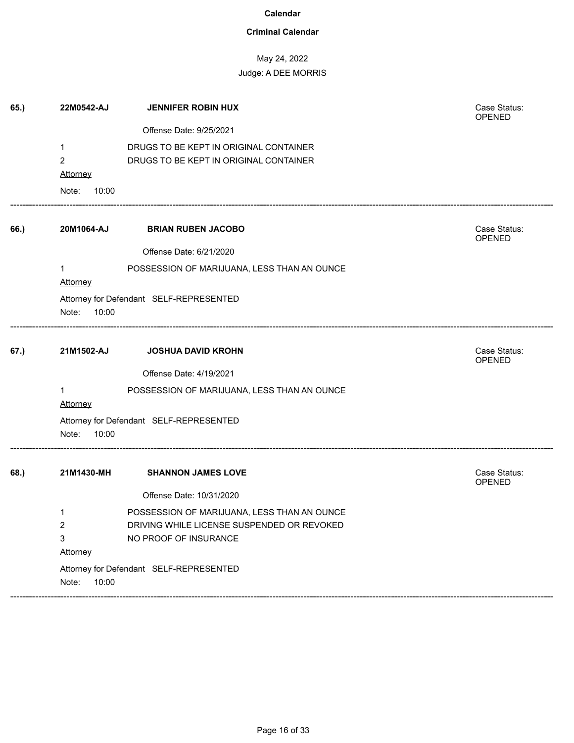**Calendar**

**Criminal Calendar**

May 24, 2022

Judge: A DEE MORRIS

**65.)** **22M0542-AJ** **JENNIFER ROBIN HUX**

Case Status: OPENED

Offense Date: 9/25/2021

1 DRUGS TO BE KEPT IN ORIGINAL CONTAINER

2 DRUGS TO BE KEPT IN ORIGINAL CONTAINER

Attorney

Note: 10:00

---

**66.)** **20M1064-AJ** **BRIAN RUBEN JACOBO**

Case Status: OPENED

Offense Date: 6/21/2020

1 POSSESSION OF MARIJUANA, LESS THAN AN OUNCE

Attorney

Attorney for Defendant SELF-REPRESENTED

Note: 10:00

---

**67.)** **21M1502-AJ** **JOSHUA DAVID KROHN**

Case Status: OPENED

Offense Date: 4/19/2021

1 POSSESSION OF MARIJUANA, LESS THAN AN OUNCE

Attorney

Attorney for Defendant SELF-REPRESENTED

Note: 10:00

---

**68.)** **21M1430-MH** **SHANNON JAMES LOVE**

Case Status: OPENED

Offense Date: 10/31/2020

1 POSSESSION OF MARIJUANA, LESS THAN AN OUNCE

2 DRIVING WHILE LICENSE SUSPENDED OR REVOKED

3 NO PROOF OF INSURANCE

Attorney

Attorney for Defendant SELF-REPRESENTED

Note: 10:00

---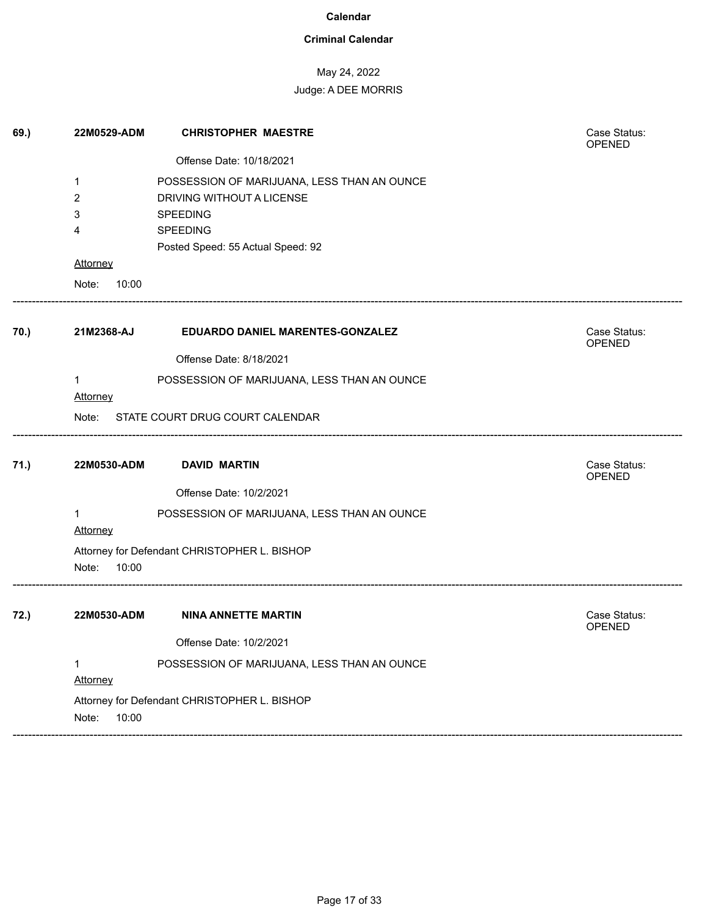**Calendar**

**Criminal Calendar**

May 24, 2022

Judge: A DEE MORRIS

---

**69.)** **22M0529-ADM** **CHRISTOPHER MAESTRE** Case Status: OPENED

Offense Date: 10/18/2021

1 POSSESSION OF MARIJUANA, LESS THAN AN OUNCE
2 DRIVING WITHOUT A LICENSE
3 SPEEDING
4 SPEEDING
Posted Speed: 55 Actual Speed: 92

Attorney

Note: 10:00

---

**70.)** **21M2368-AJ** **EDUARDO DANIEL MARENTES-GONZALEZ** Case Status: OPENED

Offense Date: 8/18/2021

1 POSSESSION OF MARIJUANA, LESS THAN AN OUNCE

Attorney

Note: STATE COURT DRUG COURT CALENDAR

---

**71.)** **22M0530-ADM** **DAVID MARTIN** Case Status: OPENED

Offense Date: 10/2/2021

1 POSSESSION OF MARIJUANA, LESS THAN AN OUNCE

Attorney

Attorney for Defendant CHRISTOPHER L. BISHOP

Note: 10:00

---

**72.)** **22M0530-ADM** **NINA ANNETTE MARTIN** Case Status: OPENED

Offense Date: 10/2/2021

1 POSSESSION OF MARIJUANA, LESS THAN AN OUNCE

Attorney

Attorney for Defendant CHRISTOPHER L. BISHOP

Note: 10:00

---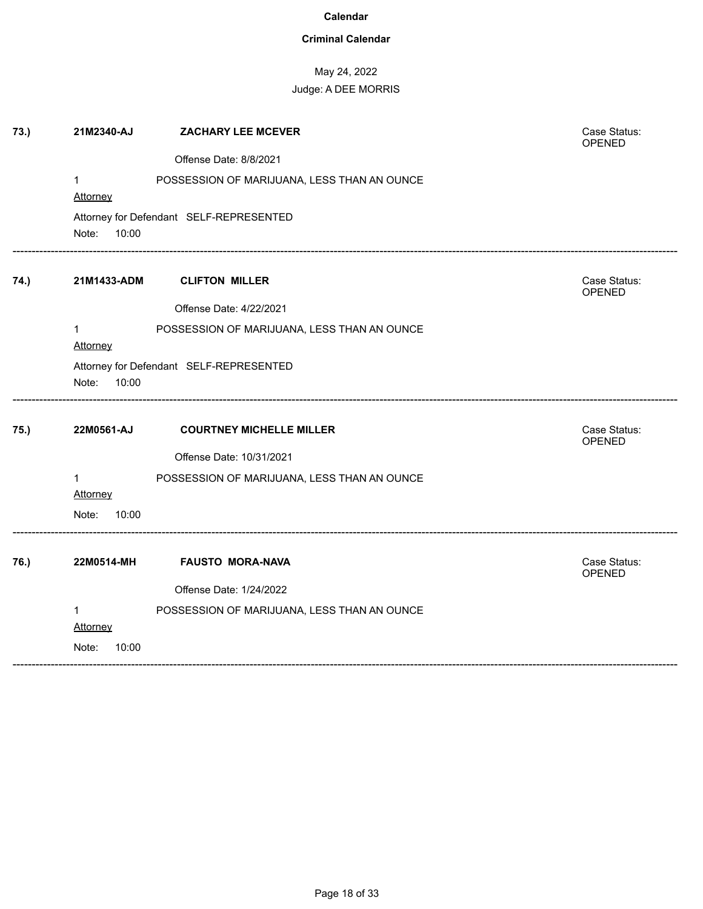**Calendar**

**Criminal Calendar**

May 24, 2022

Judge: A DEE MORRIS

**73.)** **21M2340-AJ** **ZACHARY LEE MCEVER** Case Status: OPENED

Offense Date: 8/8/2021

1 POSSESSION OF MARIJUANA, LESS THAN AN OUNCE

Attorney

Attorney for Defendant SELF-REPRESENTED

Note: 10:00

---

**74.)** **21M1433-ADM** **CLIFTON MILLER** Case Status: OPENED

Offense Date: 4/22/2021

1 POSSESSION OF MARIJUANA, LESS THAN AN OUNCE

Attorney

Attorney for Defendant SELF-REPRESENTED

Note: 10:00

---

**75.)** **22M0561-AJ** **COURTNEY MICHELLE MILLER** Case Status: OPENED

Offense Date: 10/31/2021

1 POSSESSION OF MARIJUANA, LESS THAN AN OUNCE

Attorney

Note: 10:00

---

**76.)** **22M0514-MH** **FAUSTO MORA-NAVA** Case Status: OPENED

Offense Date: 1/24/2022

1 POSSESSION OF MARIJUANA, LESS THAN AN OUNCE

Attorney

Note: 10:00

---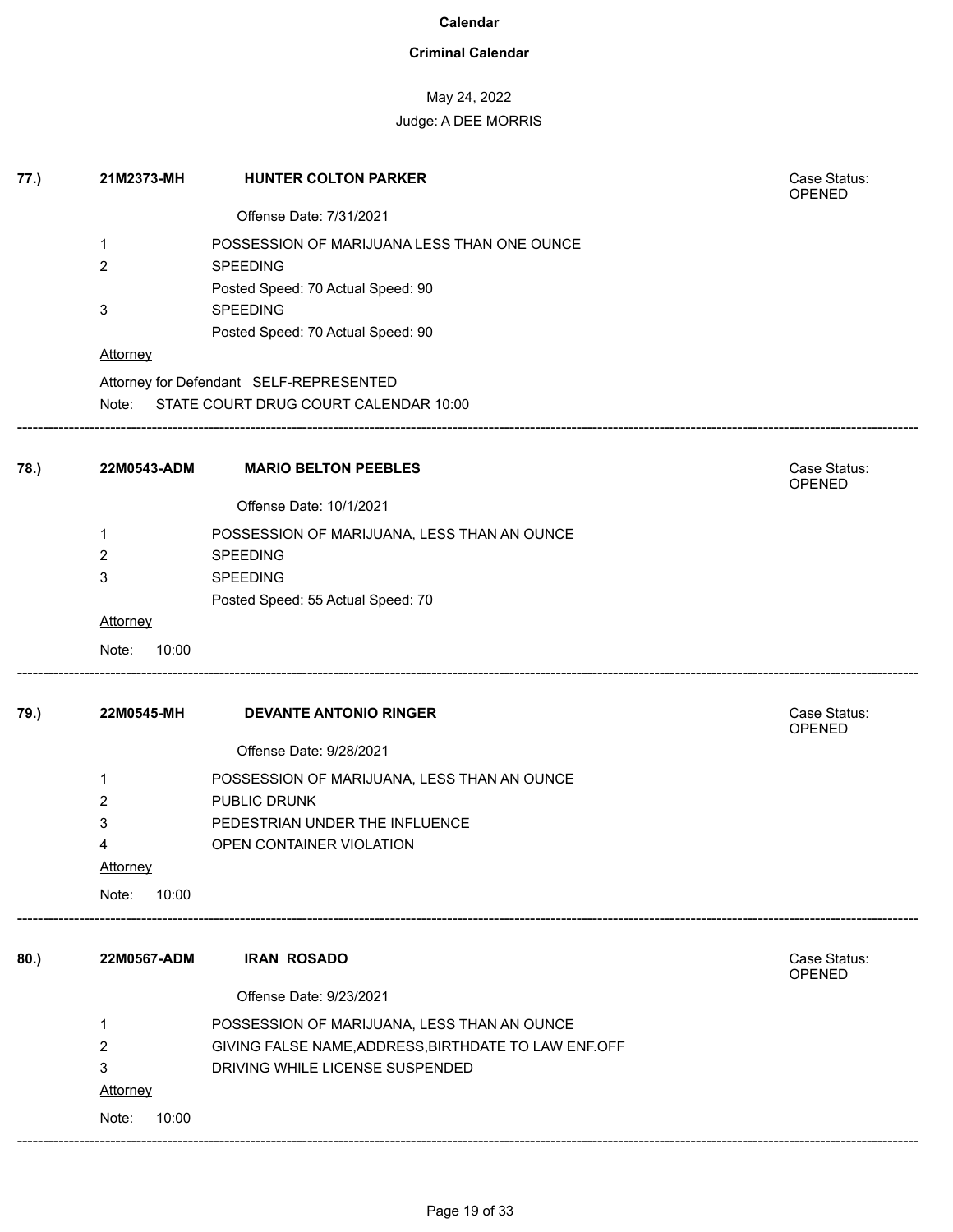**Calendar**

**Criminal Calendar**

May 24, 2022

Judge: A DEE MORRIS

---

**77.)** **21M2373-MH** **HUNTER COLTON PARKER** Case Status: OPENED

Offense Date: 7/31/2021

1 POSSESSION OF MARIJUANA LESS THAN ONE OUNCE

2 SPEEDING

Posted Speed: 70 Actual Speed: 90

3 SPEEDING

Posted Speed: 70 Actual Speed: 90

Attorney

Attorney for Defendant SELF-REPRESENTED

Note: STATE COURT DRUG COURT CALENDAR 10:00

---

**78.)** **22M0543-ADM** **MARIO BELTON PEEBLES** Case Status: OPENED

Offense Date: 10/1/2021

1 POSSESSION OF MARIJUANA, LESS THAN AN OUNCE

2 SPEEDING

3 SPEEDING

Posted Speed: 55 Actual Speed: 70

Attorney

Note: 10:00

---

**79.)** **22M0545-MH** **DEVANTE ANTONIO RINGER** Case Status: OPENED

Offense Date: 9/28/2021

1 POSSESSION OF MARIJUANA, LESS THAN AN OUNCE

2 PUBLIC DRUNK

3 PEDESTRIAN UNDER THE INFLUENCE

4 OPEN CONTAINER VIOLATION

Attorney

Note: 10:00

---

**80.)** **22M0567-ADM** **IRAN ROSADO** Case Status: OPENED

Offense Date: 9/23/2021

1 POSSESSION OF MARIJUANA, LESS THAN AN OUNCE

2 GIVING FALSE NAME,ADDRESS,BIRTHDATE TO LAW ENF.OFF

3 DRIVING WHILE LICENSE SUSPENDED

Attorney

Note: 10:00

---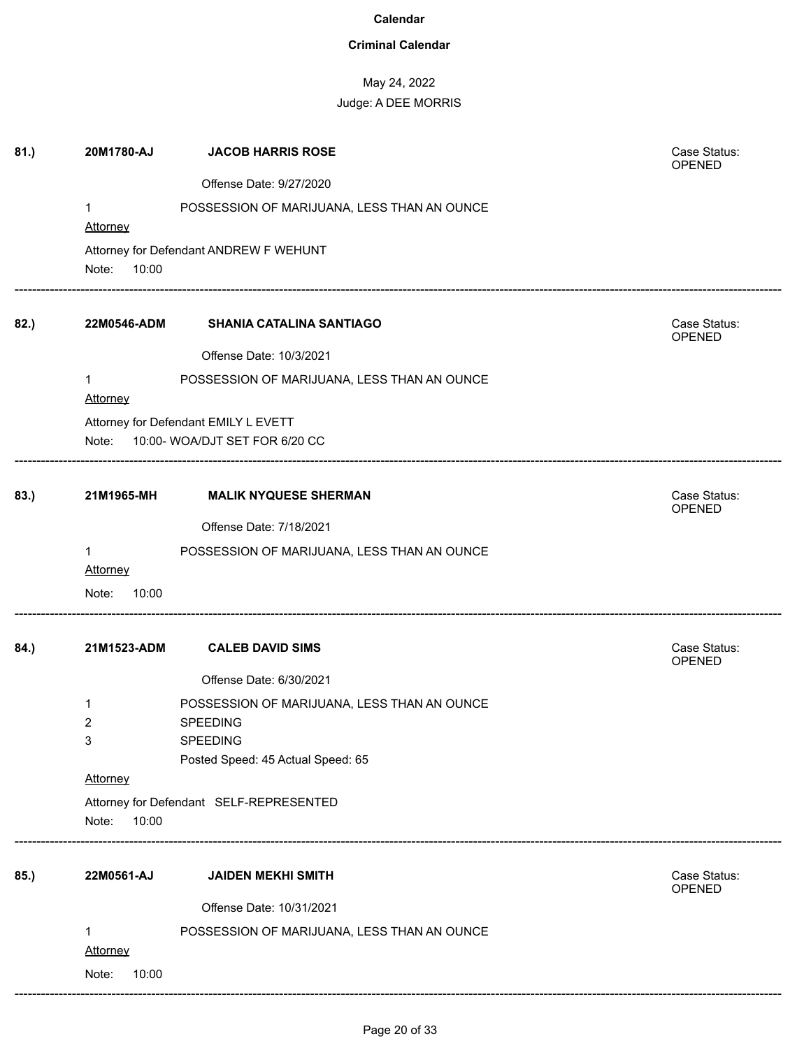**Calendar**

**Criminal Calendar**

May 24, 2022

Judge: A DEE MORRIS

**81.)** **20M1780-AJ** **JACOB HARRIS ROSE**

Case Status: OPENED

Offense Date: 9/27/2020

1 POSSESSION OF MARIJUANA, LESS THAN AN OUNCE

Attorney

Attorney for Defendant ANDREW F WEHUNT

Note: 10:00

---

**82.)** **22M0546-ADM** **SHANIA CATALINA SANTIAGO**

Case Status: OPENED

Offense Date: 10/3/2021

1 POSSESSION OF MARIJUANA, LESS THAN AN OUNCE

Attorney

Attorney for Defendant EMILY L EVETT

Note: 10:00- WOA/DJT SET FOR 6/20 CC

---

**83.)** **21M1965-MH** **MALIK NYQUESE SHERMAN**

Case Status: OPENED

Offense Date: 7/18/2021

1 POSSESSION OF MARIJUANA, LESS THAN AN OUNCE

Attorney

Note: 10:00

---

**84.)** **21M1523-ADM** **CALEB DAVID SIMS**

Case Status: OPENED

Offense Date: 6/30/2021

1 POSSESSION OF MARIJUANA, LESS THAN AN OUNCE

2 SPEEDING

3 SPEEDING

Posted Speed: 45 Actual Speed: 65

Attorney

Attorney for Defendant SELF-REPRESENTED

Note: 10:00

---

**85.)** **22M0561-AJ** **JAIDEN MEKHI SMITH**

Case Status: OPENED

Offense Date: 10/31/2021

1 POSSESSION OF MARIJUANA, LESS THAN AN OUNCE

Attorney

Note: 10:00

---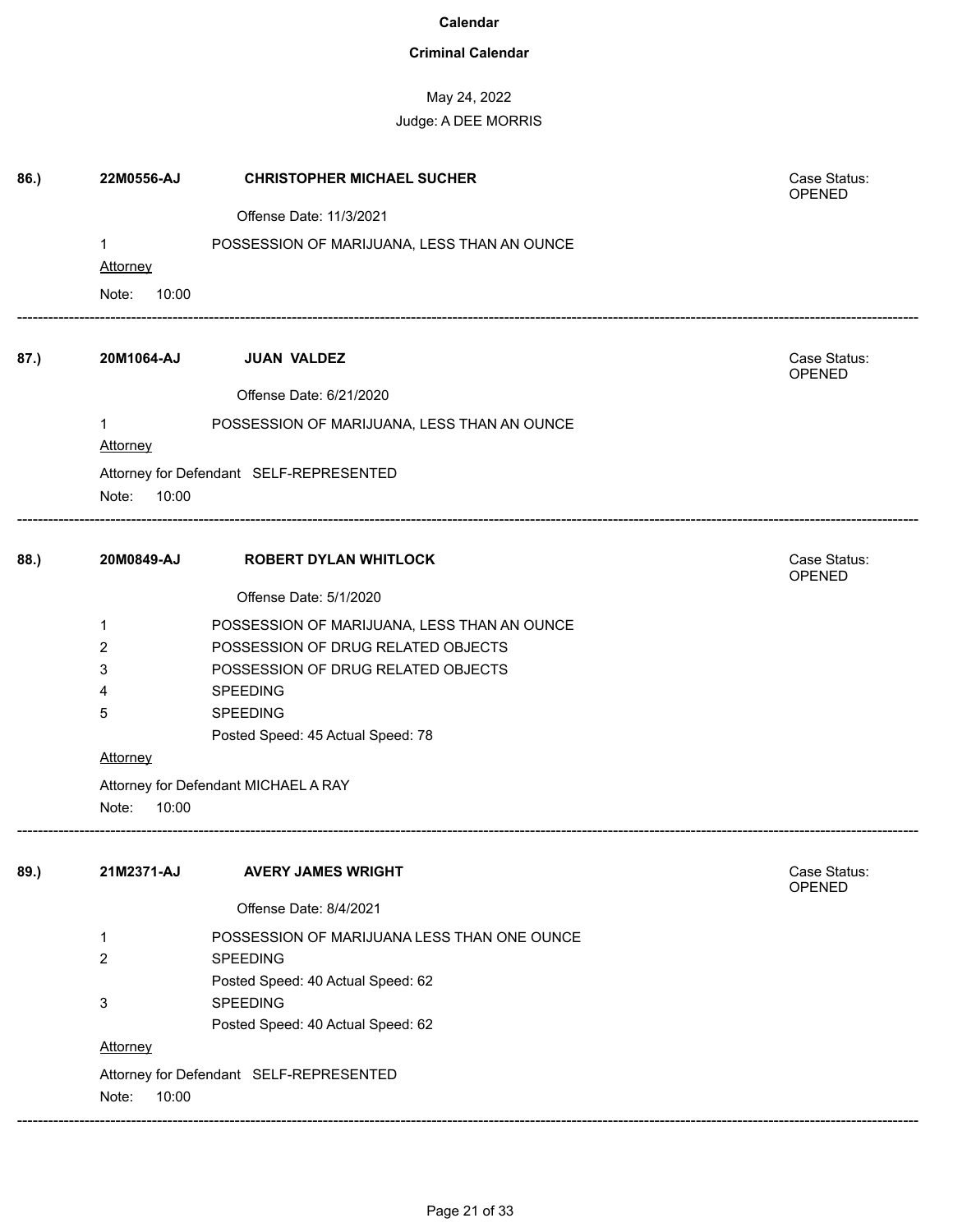# Calendar

## Criminal Calendar

May 24, 2022

Judge: A DEE MORRIS

**86.)** **22M0556-AJ** **CHRISTOPHER MICHAEL SUCHER** Case Status: OPENED

Offense Date: 11/3/2021

1 POSSESSION OF MARIJUANA, LESS THAN AN OUNCE

Attorney

Note: 10:00

---

**87.)** **20M1064-AJ** **JUAN VALDEZ** Case Status: OPENED

Offense Date: 6/21/2020

1 POSSESSION OF MARIJUANA, LESS THAN AN OUNCE

Attorney

Attorney for Defendant SELF-REPRESENTED

Note: 10:00

---

**88.)** **20M0849-AJ** **ROBERT DYLAN WHITLOCK** Case Status: OPENED

Offense Date: 5/1/2020

1 POSSESSION OF MARIJUANA, LESS THAN AN OUNCE

2 POSSESSION OF DRUG RELATED OBJECTS

3 POSSESSION OF DRUG RELATED OBJECTS

4 SPEEDING

5 SPEEDING

Posted Speed: 45 Actual Speed: 78

Attorney

Attorney for Defendant MICHAEL A RAY

Note: 10:00

---

**89.)** **21M2371-AJ** **AVERY JAMES WRIGHT** Case Status: OPENED

Offense Date: 8/4/2021

1 POSSESSION OF MARIJUANA LESS THAN ONE OUNCE

2 SPEEDING

Posted Speed: 40 Actual Speed: 62

3 SPEEDING

Posted Speed: 40 Actual Speed: 62

Attorney

Attorney for Defendant SELF-REPRESENTED

Note: 10:00

---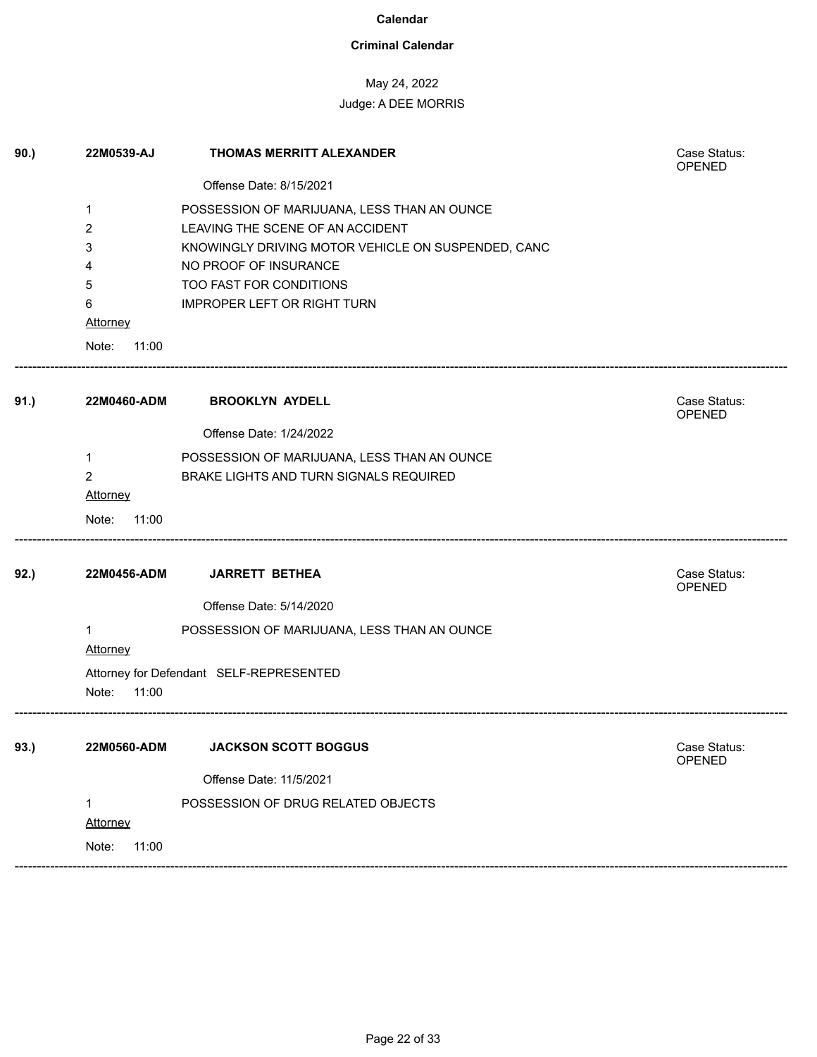**Calendar**

**Criminal Calendar**

May 24, 2022

Judge: A DEE MORRIS

**90.)** **22M0539-AJ** **THOMAS MERRITT ALEXANDER** Case Status: OPENED

Offense Date: 8/15/2021

1 POSSESSION OF MARIJUANA, LESS THAN AN OUNCE
2 LEAVING THE SCENE OF AN ACCIDENT
3 KNOWINGLY DRIVING MOTOR VEHICLE ON SUSPENDED, CANC
4 NO PROOF OF INSURANCE
5 TOO FAST FOR CONDITIONS
6 IMPROPER LEFT OR RIGHT TURN

Attorney

Note: 11:00

---

**91.)** **22M0460-ADM** **BROOKLYN AYDELL** Case Status: OPENED

Offense Date: 1/24/2022

1 POSSESSION OF MARIJUANA, LESS THAN AN OUNCE
2 BRAKE LIGHTS AND TURN SIGNALS REQUIRED

Attorney

Note: 11:00

---

**92.)** **22M0456-ADM** **JARRETT BETHEA** Case Status: OPENED

Offense Date: 5/14/2020

1 POSSESSION OF MARIJUANA, LESS THAN AN OUNCE

Attorney

Attorney for Defendant SELF-REPRESENTED

Note: 11:00

---

**93.)** **22M0560-ADM** **JACKSON SCOTT BOGGUS** Case Status: OPENED

Offense Date: 11/5/2021

1 POSSESSION OF DRUG RELATED OBJECTS

Attorney

Note: 11:00

---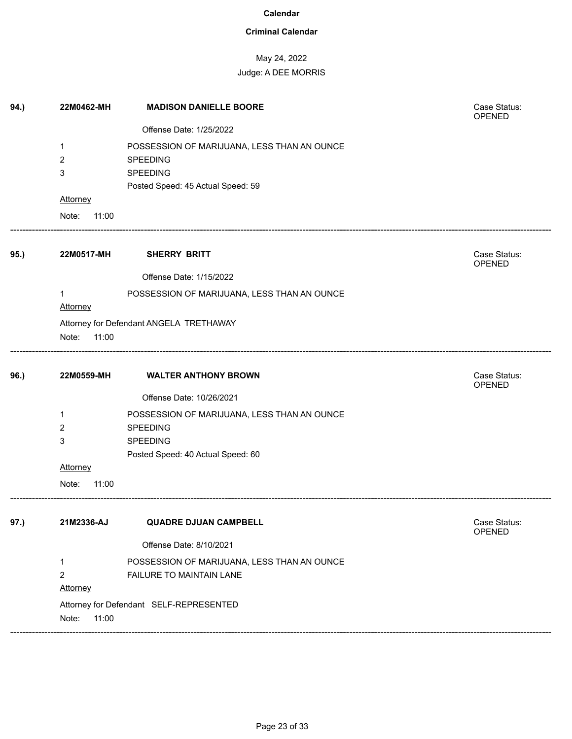# Calendar

## Criminal Calendar

May 24, 2022

Judge: A DEE MORRIS

---

**94.)** **22M0462-MH** **MADISON DANIELLE BOORE** Case Status: OPENED

Offense Date: 1/25/2022

1 POSSESSION OF MARIJUANA, LESS THAN AN OUNCE
2 SPEEDING
3 SPEEDING
Posted Speed: 45 Actual Speed: 59

Attorney

Note: 11:00

---

**95.)** **22M0517-MH** **SHERRY BRITT** Case Status: OPENED

Offense Date: 1/15/2022

1 POSSESSION OF MARIJUANA, LESS THAN AN OUNCE

Attorney

Attorney for Defendant ANGELA TRETHAWAY

Note: 11:00

---

**96.)** **22M0559-MH** **WALTER ANTHONY BROWN** Case Status: OPENED

Offense Date: 10/26/2021

1 POSSESSION OF MARIJUANA, LESS THAN AN OUNCE
2 SPEEDING
3 SPEEDING
Posted Speed: 40 Actual Speed: 60

Attorney

Note: 11:00

---

**97.)** **21M2336-AJ** **QUADRE DJUAN CAMPBELL** Case Status: OPENED

Offense Date: 8/10/2021

1 POSSESSION OF MARIJUANA, LESS THAN AN OUNCE
2 FAILURE TO MAINTAIN LANE

Attorney

Attorney for Defendant SELF-REPRESENTED

Note: 11:00

---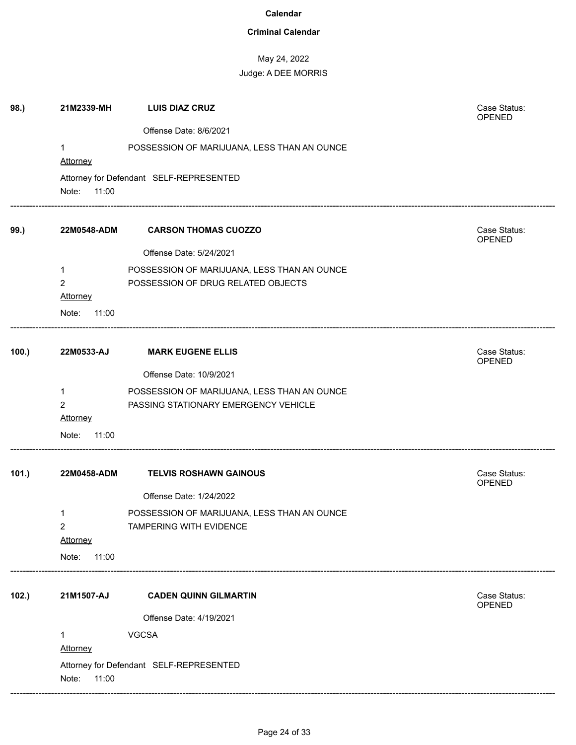**Calendar**

**Criminal Calendar**

May 24, 2022

Judge: A DEE MORRIS

**98.)** **21M2339-MH** **LUIS DIAZ CRUZ** Case Status: OPENED

Offense Date: 8/6/2021

1 POSSESSION OF MARIJUANA, LESS THAN AN OUNCE

Attorney

Attorney for Defendant SELF-REPRESENTED

Note: 11:00

---

**99.)** **22M0548-ADM** **CARSON THOMAS CUOZZO** Case Status: OPENED

Offense Date: 5/24/2021

1 POSSESSION OF MARIJUANA, LESS THAN AN OUNCE

2 POSSESSION OF DRUG RELATED OBJECTS

Attorney

Note: 11:00

---

**100.)** **22M0533-AJ** **MARK EUGENE ELLIS** Case Status: OPENED

Offense Date: 10/9/2021

1 POSSESSION OF MARIJUANA, LESS THAN AN OUNCE

2 PASSING STATIONARY EMERGENCY VEHICLE

Attorney

Note: 11:00

---

**101.)** **22M0458-ADM** **TELVIS ROSHAWN GAINOUS** Case Status: OPENED

Offense Date: 1/24/2022

1 POSSESSION OF MARIJUANA, LESS THAN AN OUNCE

2 TAMPERING WITH EVIDENCE

Attorney

Note: 11:00

---

**102.)** **21M1507-AJ** **CADEN QUINN GILMARTIN** Case Status: OPENED

Offense Date: 4/19/2021

1 VGCSA

Attorney

Attorney for Defendant SELF-REPRESENTED

Note: 11:00

---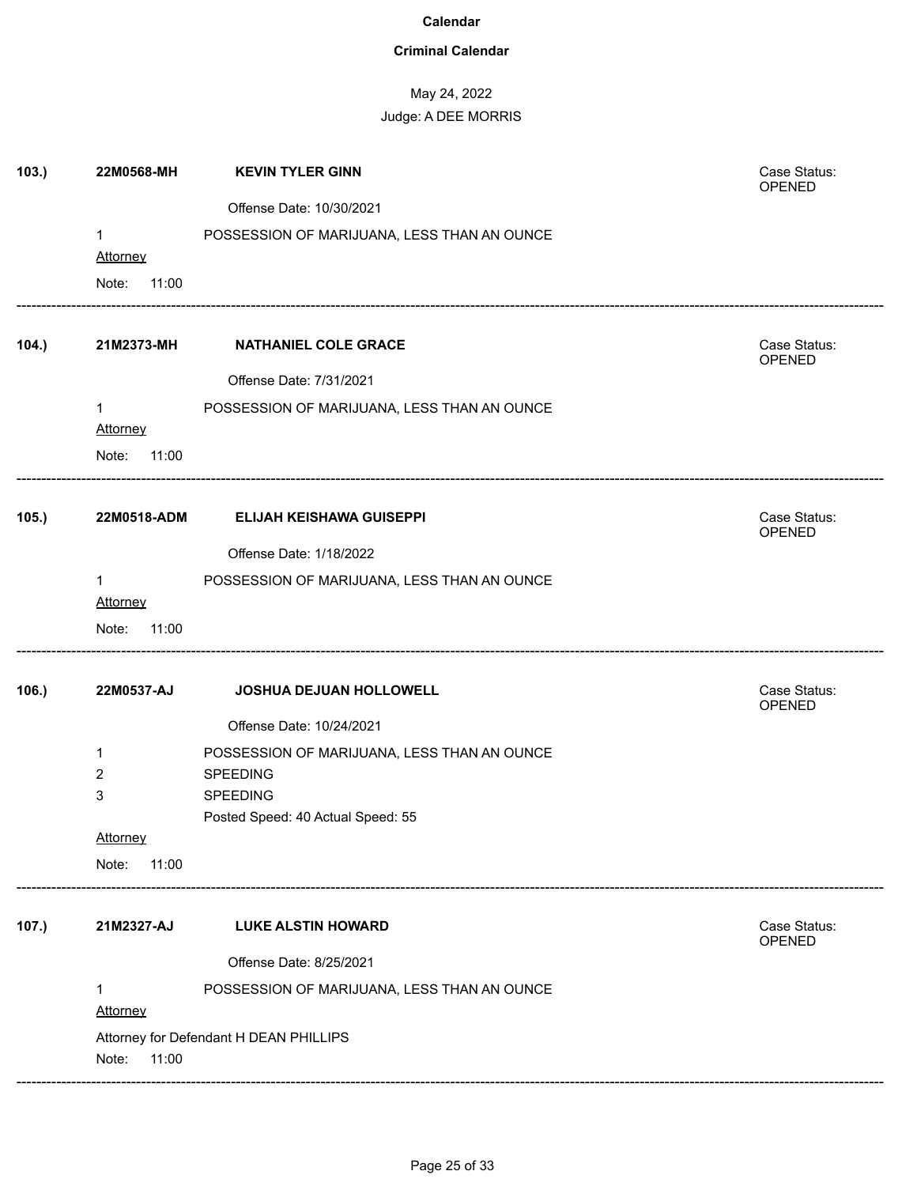**Calendar**

**Criminal Calendar**

May 24, 2022

Judge: A DEE MORRIS

---

**103.)** **22M0568-MH** **KEVIN TYLER GINN** Case Status: OPENED

Offense Date: 10/30/2021

1 POSSESSION OF MARIJUANA, LESS THAN AN OUNCE

Attorney

Note: 11:00

---

**104.)** **21M2373-MH** **NATHANIEL COLE GRACE** Case Status: OPENED

Offense Date: 7/31/2021

1 POSSESSION OF MARIJUANA, LESS THAN AN OUNCE

Attorney

Note: 11:00

---

**105.)** **22M0518-ADM** **ELIJAH KEISHAWA GUISEPPI** Case Status: OPENED

Offense Date: 1/18/2022

1 POSSESSION OF MARIJUANA, LESS THAN AN OUNCE

Attorney

Note: 11:00

---

**106.)** **22M0537-AJ** **JOSHUA DEJUAN HOLLOWELL** Case Status: OPENED

Offense Date: 10/24/2021

1 POSSESSION OF MARIJUANA, LESS THAN AN OUNCE

2 SPEEDING

3 SPEEDING

Posted Speed: 40 Actual Speed: 55

Attorney

Note: 11:00

---

**107.)** **21M2327-AJ** **LUKE ALSTIN HOWARD** Case Status: OPENED

Offense Date: 8/25/2021

1 POSSESSION OF MARIJUANA, LESS THAN AN OUNCE

Attorney

Attorney for Defendant H DEAN PHILLIPS

Note: 11:00

---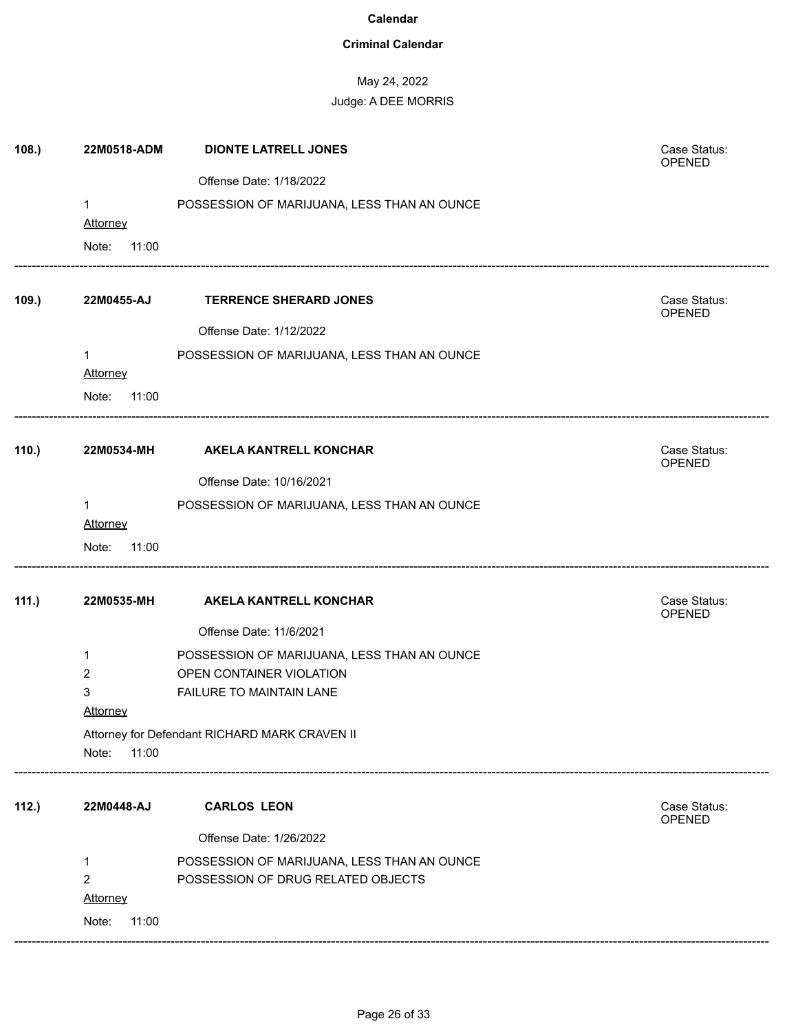# Calendar

## Criminal Calendar

May 24, 2022

Judge: A DEE MORRIS

**108.)** **22M0518-ADM** **DIONTE LATRELL JONES** Case Status: OPENED

Offense Date: 1/18/2022

1 POSSESSION OF MARIJUANA, LESS THAN AN OUNCE

Attorney

Note: 11:00

---

**109.)** **22M0455-AJ** **TERRENCE SHERARD JONES** Case Status: OPENED

Offense Date: 1/12/2022

1 POSSESSION OF MARIJUANA, LESS THAN AN OUNCE

Attorney

Note: 11:00

---

**110.)** **22M0534-MH** **AKELA KANTRELL KONCHAR** Case Status: OPENED

Offense Date: 10/16/2021

1 POSSESSION OF MARIJUANA, LESS THAN AN OUNCE

Attorney

Note: 11:00

---

**111.)** **22M0535-MH** **AKELA KANTRELL KONCHAR** Case Status: OPENED

Offense Date: 11/6/2021

1 POSSESSION OF MARIJUANA, LESS THAN AN OUNCE

2 OPEN CONTAINER VIOLATION

3 FAILURE TO MAINTAIN LANE

Attorney

Attorney for Defendant RICHARD MARK CRAVEN II

Note: 11:00

---

**112.)** **22M0448-AJ** **CARLOS LEON** Case Status: OPENED

Offense Date: 1/26/2022

1 POSSESSION OF MARIJUANA, LESS THAN AN OUNCE

2 POSSESSION OF DRUG RELATED OBJECTS

Attorney

Note: 11:00

---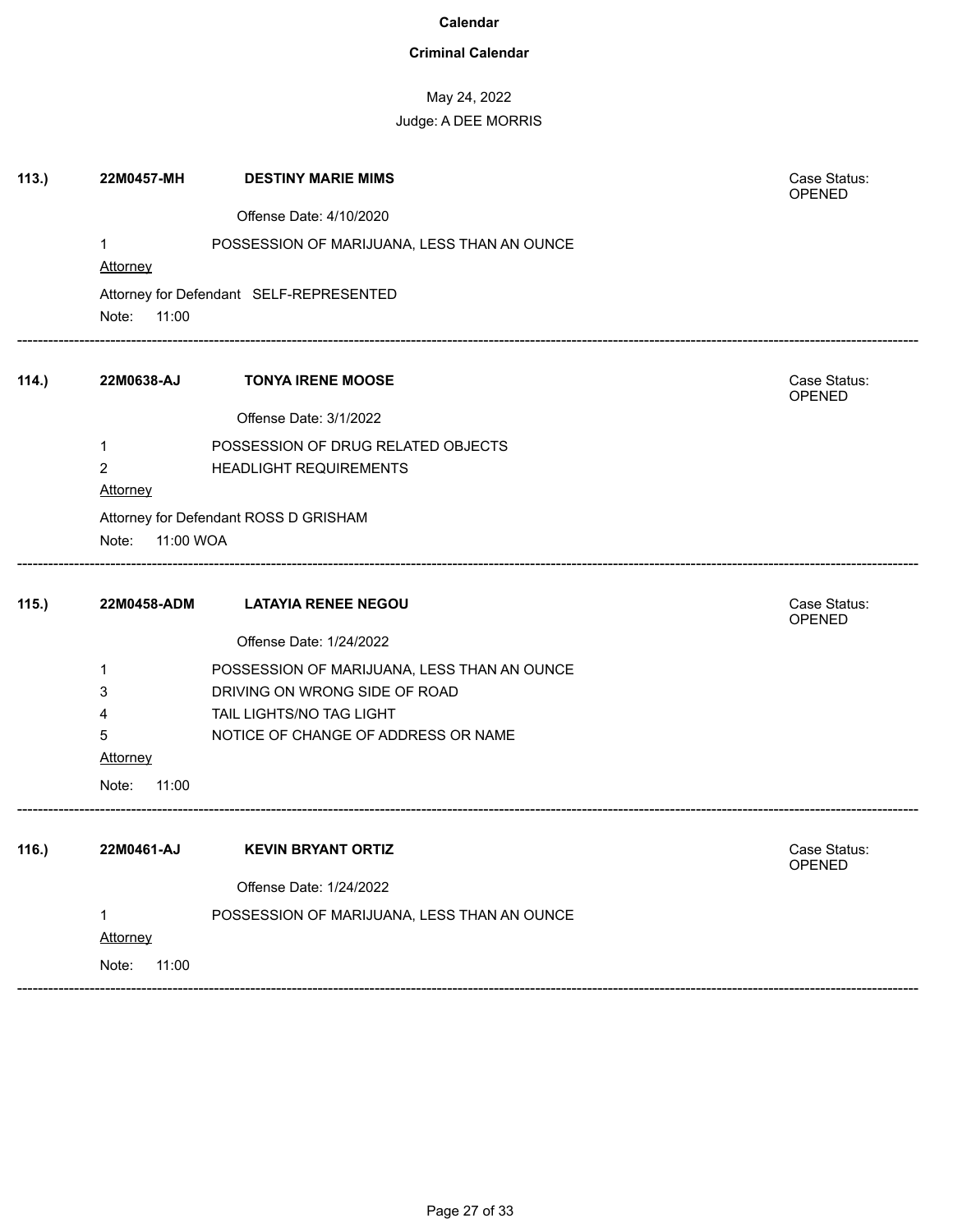**Calendar**

**Criminal Calendar**

May 24, 2022

Judge: A DEE MORRIS

**113.)** **22M0457-MH** **DESTINY MARIE MIMS** Case Status: OPENED

Offense Date: 4/10/2020

1 POSSESSION OF MARIJUANA, LESS THAN AN OUNCE

Attorney

Attorney for Defendant SELF-REPRESENTED

Note: 11:00

---

**114.)** **22M0638-AJ** **TONYA IRENE MOOSE** Case Status: OPENED

Offense Date: 3/1/2022

1 POSSESSION OF DRUG RELATED OBJECTS

2 HEADLIGHT REQUIREMENTS

Attorney

Attorney for Defendant ROSS D GRISHAM

Note: 11:00 WOA

---

**115.)** **22M0458-ADM** **LATAYIA RENEE NEGOU** Case Status: OPENED

Offense Date: 1/24/2022

1 POSSESSION OF MARIJUANA, LESS THAN AN OUNCE

3 DRIVING ON WRONG SIDE OF ROAD

4 TAIL LIGHTS/NO TAG LIGHT

5 NOTICE OF CHANGE OF ADDRESS OR NAME

Attorney

Note: 11:00

---

**116.)** **22M0461-AJ** **KEVIN BRYANT ORTIZ** Case Status: OPENED

Offense Date: 1/24/2022

1 POSSESSION OF MARIJUANA, LESS THAN AN OUNCE

Attorney

Note: 11:00

---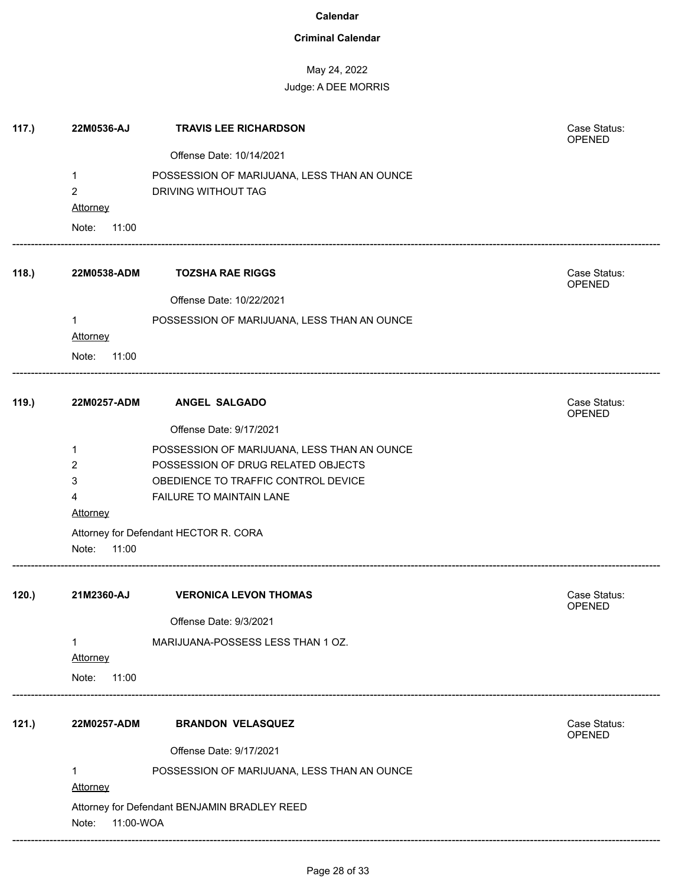**Calendar**

**Criminal Calendar**

May 24, 2022

Judge: A DEE MORRIS

**117.)** 22M0536-AJ **TRAVIS LEE RICHARDSON** Case Status: OPENED

Offense Date: 10/14/2021

1 POSSESSION OF MARIJUANA, LESS THAN AN OUNCE

2 DRIVING WITHOUT TAG

Attorney

Note: 11:00

---

**118.)** 22M0538-ADM **TOZSHA RAE RIGGS** Case Status: OPENED

Offense Date: 10/22/2021

1 POSSESSION OF MARIJUANA, LESS THAN AN OUNCE

Attorney

Note: 11:00

---

**119.)** 22M0257-ADM **ANGEL SALGADO** Case Status: OPENED

Offense Date: 9/17/2021

1 POSSESSION OF MARIJUANA, LESS THAN AN OUNCE

2 POSSESSION OF DRUG RELATED OBJECTS

3 OBEDIENCE TO TRAFFIC CONTROL DEVICE

4 FAILURE TO MAINTAIN LANE

Attorney

Attorney for Defendant HECTOR R. CORA

Note: 11:00

---

**120.)** 21M2360-AJ **VERONICA LEVON THOMAS** Case Status: OPENED

Offense Date: 9/3/2021

1 MARIJUANA-POSSESS LESS THAN 1 OZ.

Attorney

Note: 11:00

---

**121.)** 22M0257-ADM **BRANDON VELASQUEZ** Case Status: OPENED

Offense Date: 9/17/2021

1 POSSESSION OF MARIJUANA, LESS THAN AN OUNCE

Attorney

Attorney for Defendant BENJAMIN BRADLEY REED

Note: 11:00-WOA

---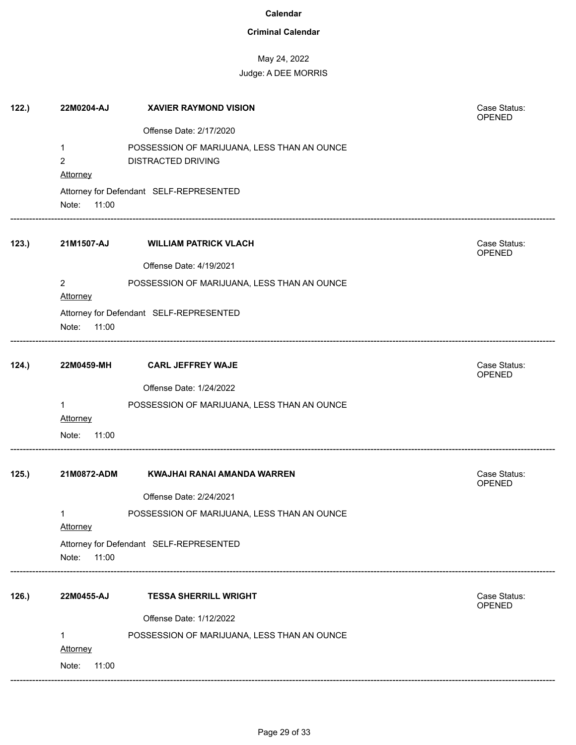**Calendar**

**Criminal Calendar**

May 24, 2022

Judge: A DEE MORRIS

---

**122.)** **22M0204-AJ** **XAVIER RAYMOND VISION** Case Status: OPENED

Offense Date: 2/17/2020

1 POSSESSION OF MARIJUANA, LESS THAN AN OUNCE

2 DISTRACTED DRIVING

Attorney

Attorney for Defendant SELF-REPRESENTED

Note: 11:00

---

**123.)** **21M1507-AJ** **WILLIAM PATRICK VLACH** Case Status: OPENED

Offense Date: 4/19/2021

2 POSSESSION OF MARIJUANA, LESS THAN AN OUNCE

Attorney

Attorney for Defendant SELF-REPRESENTED

Note: 11:00

---

**124.)** **22M0459-MH** **CARL JEFFREY WAJE** Case Status: OPENED

Offense Date: 1/24/2022

1 POSSESSION OF MARIJUANA, LESS THAN AN OUNCE

Attorney

Note: 11:00

---

**125.)** **21M0872-ADM** **KWAJHAI RANAI AMANDA WARREN** Case Status: OPENED

Offense Date: 2/24/2021

1 POSSESSION OF MARIJUANA, LESS THAN AN OUNCE

Attorney

Attorney for Defendant SELF-REPRESENTED

Note: 11:00

---

**126.)** **22M0455-AJ** **TESSA SHERRILL WRIGHT** Case Status: OPENED

Offense Date: 1/12/2022

1 POSSESSION OF MARIJUANA, LESS THAN AN OUNCE

Attorney

Note: 11:00

---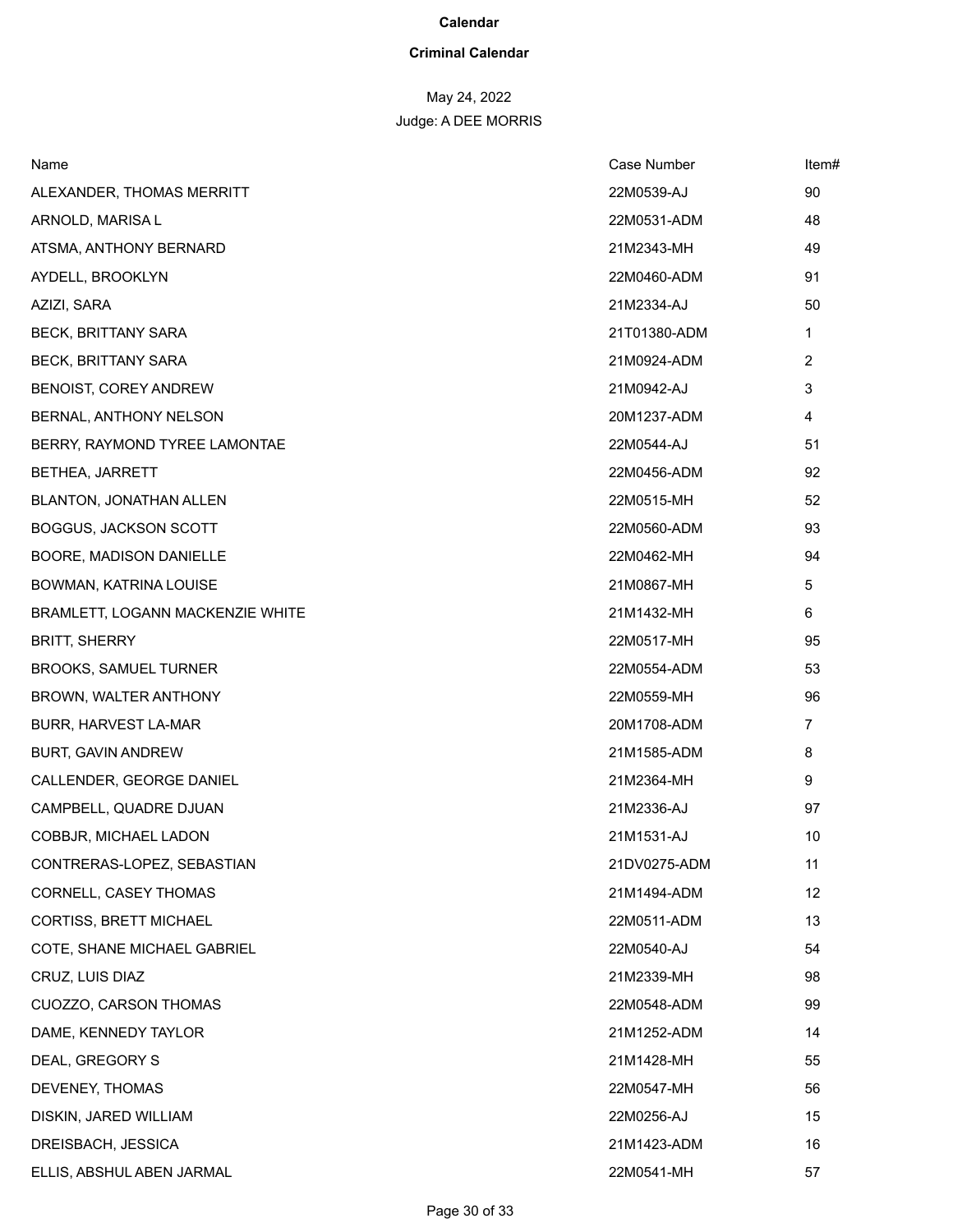**Calendar**

**Criminal Calendar**

May 24, 2022

Judge: A DEE MORRIS

| Name | Case Number | Item# |
|---|---|---|
| ALEXANDER, THOMAS MERRITT | 22M0539-AJ | 90 |
| ARNOLD, MARISA L | 22M0531-ADM | 48 |
| ATSMA, ANTHONY BERNARD | 21M2343-MH | 49 |
| AYDELL, BROOKLYN | 22M0460-ADM | 91 |
| AZIZI, SARA | 21M2334-AJ | 50 |
| BECK, BRITTANY SARA | 21T01380-ADM | 1 |
| BECK, BRITTANY SARA | 21M0924-ADM | 2 |
| BENOIST, COREY ANDREW | 21M0942-AJ | 3 |
| BERNAL, ANTHONY NELSON | 20M1237-ADM | 4 |
| BERRY, RAYMOND TYREE LAMONTAE | 22M0544-AJ | 51 |
| BETHEA, JARRETT | 22M0456-ADM | 92 |
| BLANTON, JONATHAN ALLEN | 22M0515-MH | 52 |
| BOGGUS, JACKSON SCOTT | 22M0560-ADM | 93 |
| BOORE, MADISON DANIELLE | 22M0462-MH | 94 |
| BOWMAN, KATRINA LOUISE | 21M0867-MH | 5 |
| BRAMLETT, LOGANN MACKENZIE WHITE | 21M1432-MH | 6 |
| BRITT, SHERRY | 22M0517-MH | 95 |
| BROOKS, SAMUEL TURNER | 22M0554-ADM | 53 |
| BROWN, WALTER ANTHONY | 22M0559-MH | 96 |
| BURR, HARVEST LA-MAR | 20M1708-ADM | 7 |
| BURT, GAVIN ANDREW | 21M1585-ADM | 8 |
| CALLENDER, GEORGE DANIEL | 21M2364-MH | 9 |
| CAMPBELL, QUADRE DJUAN | 21M2336-AJ | 97 |
| COBBJR, MICHAEL LADON | 21M1531-AJ | 10 |
| CONTRERAS-LOPEZ, SEBASTIAN | 21DV0275-ADM | 11 |
| CORNELL, CASEY THOMAS | 21M1494-ADM | 12 |
| CORTISS, BRETT MICHAEL | 22M0511-ADM | 13 |
| COTE, SHANE MICHAEL GABRIEL | 22M0540-AJ | 54 |
| CRUZ, LUIS DIAZ | 21M2339-MH | 98 |
| CUOZZO, CARSON THOMAS | 22M0548-ADM | 99 |
| DAME, KENNEDY TAYLOR | 21M1252-ADM | 14 |
| DEAL, GREGORY S | 21M1428-MH | 55 |
| DEVENEY, THOMAS | 22M0547-MH | 56 |
| DISKIN, JARED WILLIAM | 22M0256-AJ | 15 |
| DREISBACH, JESSICA | 21M1423-ADM | 16 |
| ELLIS, ABSHUL ABEN JARMAL | 22M0541-MH | 57 |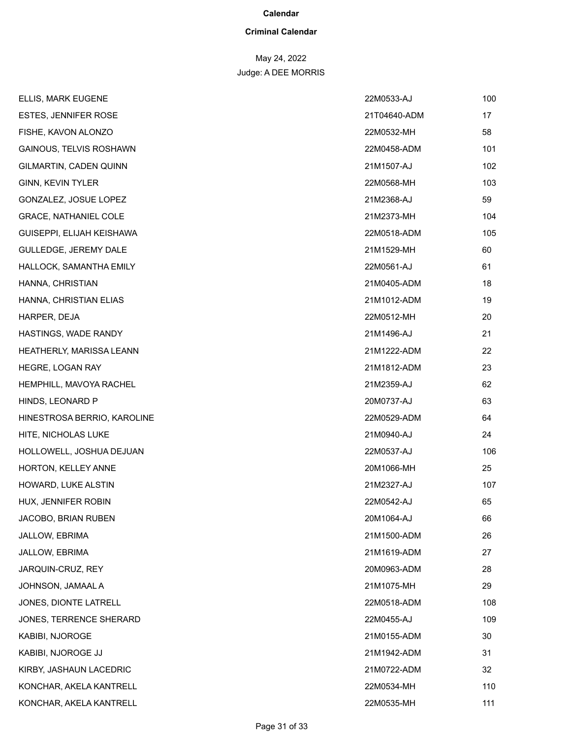**Calendar**

**Criminal Calendar**

May 24, 2022

Judge: A DEE MORRIS

| | | |
|---|---|---|
| ELLIS, MARK EUGENE | 22M0533-AJ | 100 |
| ESTES, JENNIFER ROSE | 21T04640-ADM | 17 |
| FISHE, KAVON ALONZO | 22M0532-MH | 58 |
| GAINOUS, TELVIS ROSHAWN | 22M0458-ADM | 101 |
| GILMARTIN, CADEN QUINN | 21M1507-AJ | 102 |
| GINN, KEVIN TYLER | 22M0568-MH | 103 |
| GONZALEZ, JOSUE LOPEZ | 21M2368-AJ | 59 |
| GRACE, NATHANIEL COLE | 21M2373-MH | 104 |
| GUISEPPI, ELIJAH KEISHAWA | 22M0518-ADM | 105 |
| GULLEDGE, JEREMY DALE | 21M1529-MH | 60 |
| HALLOCK, SAMANTHA EMILY | 22M0561-AJ | 61 |
| HANNA, CHRISTIAN | 21M0405-ADM | 18 |
| HANNA, CHRISTIAN ELIAS | 21M1012-ADM | 19 |
| HARPER, DEJA | 22M0512-MH | 20 |
| HASTINGS, WADE RANDY | 21M1496-AJ | 21 |
| HEATHERLY, MARISSA LEANN | 21M1222-ADM | 22 |
| HEGRE, LOGAN RAY | 21M1812-ADM | 23 |
| HEMPHILL, MAVOYA RACHEL | 21M2359-AJ | 62 |
| HINDS, LEONARD P | 20M0737-AJ | 63 |
| HINESTROSA BERRIO, KAROLINE | 22M0529-ADM | 64 |
| HITE, NICHOLAS LUKE | 21M0940-AJ | 24 |
| HOLLOWELL, JOSHUA DEJUAN | 22M0537-AJ | 106 |
| HORTON, KELLEY ANNE | 20M1066-MH | 25 |
| HOWARD, LUKE ALSTIN | 21M2327-AJ | 107 |
| HUX, JENNIFER ROBIN | 22M0542-AJ | 65 |
| JACOBO, BRIAN RUBEN | 20M1064-AJ | 66 |
| JALLOW, EBRIMA | 21M1500-ADM | 26 |
| JALLOW, EBRIMA | 21M1619-ADM | 27 |
| JARQUIN-CRUZ, REY | 20M0963-ADM | 28 |
| JOHNSON, JAMAAL A | 21M1075-MH | 29 |
| JONES, DIONTE LATRELL | 22M0518-ADM | 108 |
| JONES, TERRENCE SHERARD | 22M0455-AJ | 109 |
| KABIBI, NJOROGE | 21M0155-ADM | 30 |
| KABIBI, NJOROGE JJ | 21M1942-ADM | 31 |
| KIRBY, JASHAUN LACEDRIC | 21M0722-ADM | 32 |
| KONCHAR, AKELA KANTRELL | 22M0534-MH | 110 |
| KONCHAR, AKELA KANTRELL | 22M0535-MH | 111 |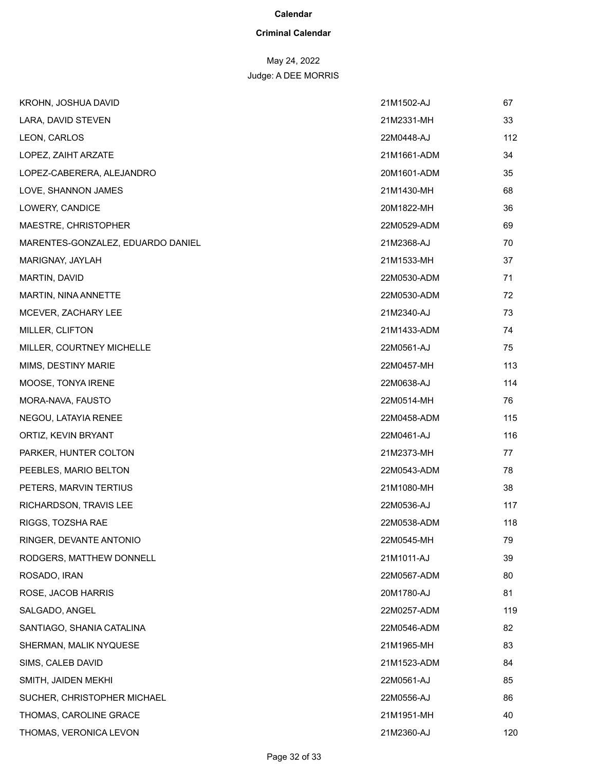**Calendar**

**Criminal Calendar**

May 24, 2022

Judge: A DEE MORRIS

| | | |
|---|---|---|
| KROHN, JOSHUA DAVID | 21M1502-AJ | 67 |
| LARA, DAVID STEVEN | 21M2331-MH | 33 |
| LEON, CARLOS | 22M0448-AJ | 112 |
| LOPEZ, ZAIHT ARZATE | 21M1661-ADM | 34 |
| LOPEZ-CABERERA, ALEJANDRO | 20M1601-ADM | 35 |
| LOVE, SHANNON JAMES | 21M1430-MH | 68 |
| LOWERY, CANDICE | 20M1822-MH | 36 |
| MAESTRE, CHRISTOPHER | 22M0529-ADM | 69 |
| MARENTES-GONZALEZ, EDUARDO DANIEL | 21M2368-AJ | 70 |
| MARIGNAY, JAYLAH | 21M1533-MH | 37 |
| MARTIN, DAVID | 22M0530-ADM | 71 |
| MARTIN, NINA ANNETTE | 22M0530-ADM | 72 |
| MCEVER, ZACHARY LEE | 21M2340-AJ | 73 |
| MILLER, CLIFTON | 21M1433-ADM | 74 |
| MILLER, COURTNEY MICHELLE | 22M0561-AJ | 75 |
| MIMS, DESTINY MARIE | 22M0457-MH | 113 |
| MOOSE, TONYA IRENE | 22M0638-AJ | 114 |
| MORA-NAVA, FAUSTO | 22M0514-MH | 76 |
| NEGOU, LATAYIA RENEE | 22M0458-ADM | 115 |
| ORTIZ, KEVIN BRYANT | 22M0461-AJ | 116 |
| PARKER, HUNTER COLTON | 21M2373-MH | 77 |
| PEEBLES, MARIO BELTON | 22M0543-ADM | 78 |
| PETERS, MARVIN TERTIUS | 21M1080-MH | 38 |
| RICHARDSON, TRAVIS LEE | 22M0536-AJ | 117 |
| RIGGS, TOZSHA RAE | 22M0538-ADM | 118 |
| RINGER, DEVANTE ANTONIO | 22M0545-MH | 79 |
| RODGERS, MATTHEW DONNELL | 21M1011-AJ | 39 |
| ROSADO, IRAN | 22M0567-ADM | 80 |
| ROSE, JACOB HARRIS | 20M1780-AJ | 81 |
| SALGADO, ANGEL | 22M0257-ADM | 119 |
| SANTIAGO, SHANIA CATALINA | 22M0546-ADM | 82 |
| SHERMAN, MALIK NYQUESE | 21M1965-MH | 83 |
| SIMS, CALEB DAVID | 21M1523-ADM | 84 |
| SMITH, JAIDEN MEKHI | 22M0561-AJ | 85 |
| SUCHER, CHRISTOPHER MICHAEL | 22M0556-AJ | 86 |
| THOMAS, CAROLINE GRACE | 21M1951-MH | 40 |
| THOMAS, VERONICA LEVON | 21M2360-AJ | 120 |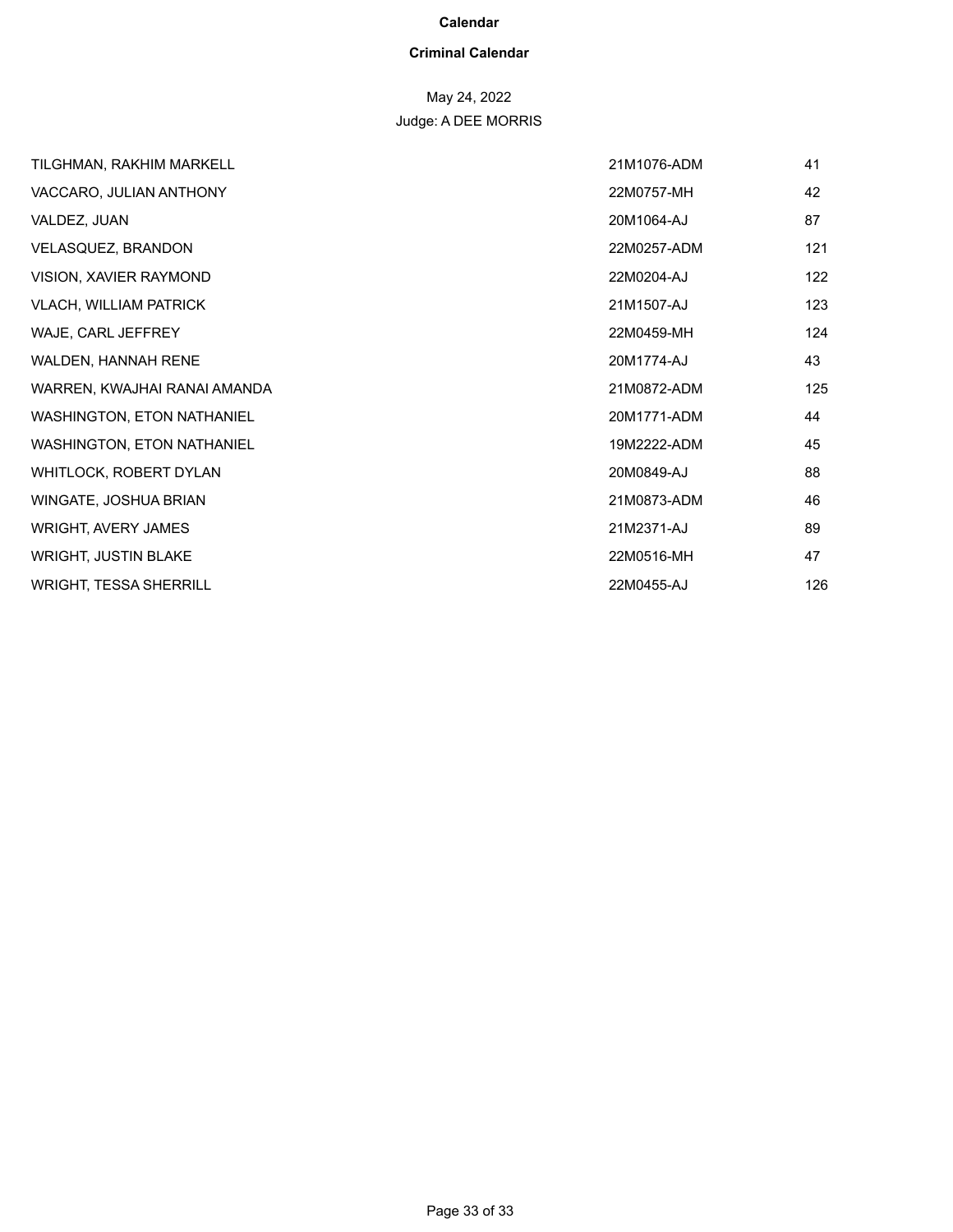**Calendar**

**Criminal Calendar**

May 24, 2022

Judge: A DEE MORRIS

| | | |
|---|---|---|
| TILGHMAN, RAKHIM MARKELL | 21M1076-ADM | 41 |
| VACCARO, JULIAN ANTHONY | 22M0757-MH | 42 |
| VALDEZ, JUAN | 20M1064-AJ | 87 |
| VELASQUEZ, BRANDON | 22M0257-ADM | 121 |
| VISION, XAVIER RAYMOND | 22M0204-AJ | 122 |
| VLACH, WILLIAM PATRICK | 21M1507-AJ | 123 |
| WAJE, CARL JEFFREY | 22M0459-MH | 124 |
| WALDEN, HANNAH RENE | 20M1774-AJ | 43 |
| WARREN, KWAJHAI RANAI AMANDA | 21M0872-ADM | 125 |
| WASHINGTON, ETON NATHANIEL | 20M1771-ADM | 44 |
| WASHINGTON, ETON NATHANIEL | 19M2222-ADM | 45 |
| WHITLOCK, ROBERT DYLAN | 20M0849-AJ | 88 |
| WINGATE, JOSHUA BRIAN | 21M0873-ADM | 46 |
| WRIGHT, AVERY JAMES | 21M2371-AJ | 89 |
| WRIGHT, JUSTIN BLAKE | 22M0516-MH | 47 |
| WRIGHT, TESSA SHERRILL | 22M0455-AJ | 126 |